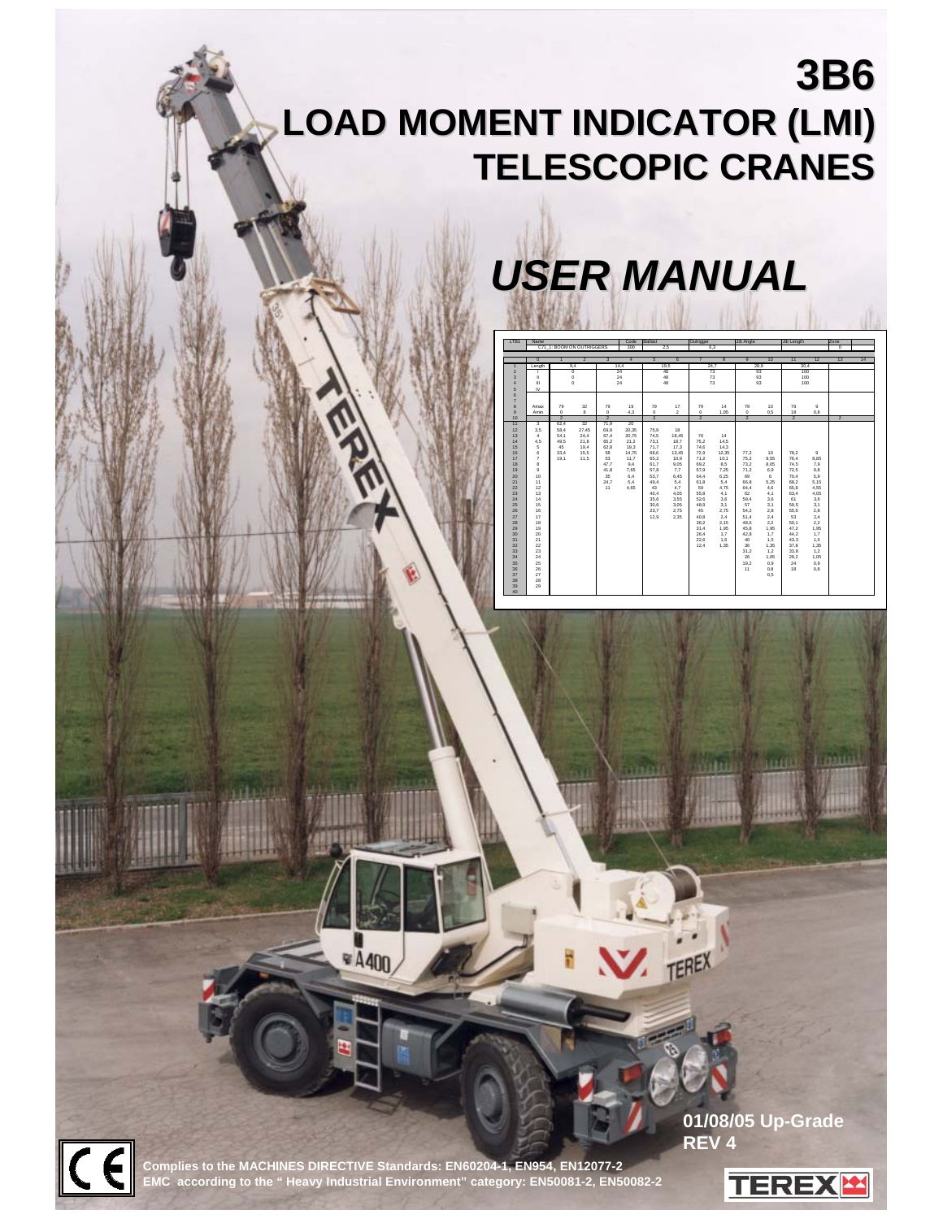# 3B6

# LOAD MOMENT INDICATOR (LMI) TELESCOPIC CRANES

# *USER MANUAL*

**01/08/05 Up-Grade**
**REV 4**

**Complies to the MACHINES DIRECTIVE Standards: EN60204-1, EN954, EN12077-2**
**EMC according to the " Heavy Industrial Environment" category: EN50081-2, EN50082-2**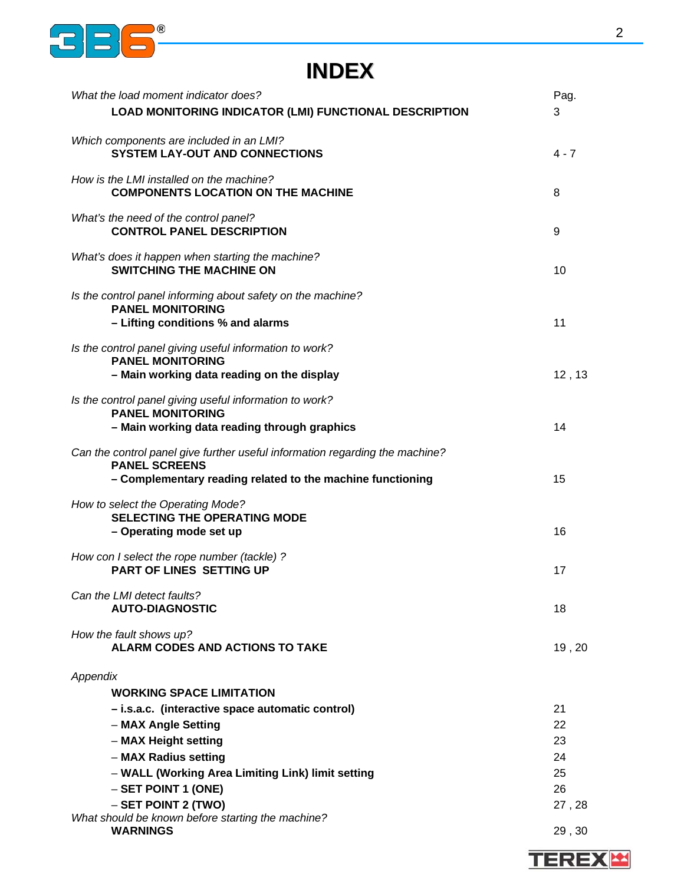# INDEX

| | Pag. |
|---|---|
| *What the load moment indicator does?* **LOAD MONITORING INDICATOR (LMI) FUNCTIONAL DESCRIPTION** | 3 |
| *Which components are included in an LMI?* **SYSTEM LAY-OUT AND CONNECTIONS** | 4 - 7 |
| *How is the LMI installed on the machine?* **COMPONENTS LOCATION ON THE MACHINE** | 8 |
| *What's the need of the control panel?* **CONTROL PANEL DESCRIPTION** | 9 |
| *What's does it happen when starting the machine?* **SWITCHING THE MACHINE ON** | 10 |
| *Is the control panel informing about safety on the machine?* **PANEL MONITORING – Lifting conditions % and alarms** | 11 |
| *Is the control panel giving useful information to work?* **PANEL MONITORING – Main working data reading on the display** | 12 , 13 |
| *Is the control panel giving useful information to work?* **PANEL MONITORING – Main working data reading through graphics** | 14 |
| *Can the control panel give further useful information regarding the machine?* **PANEL SCREENS – Complementary reading related to the machine functioning** | 15 |
| *How to select the Operating Mode?* **SELECTING THE OPERATING MODE – Operating mode set up** | 16 |
| *How con I select the rope number (tackle) ?* **PART OF LINES SETTING UP** | 17 |
| *Can the LMI detect faults?* **AUTO-DIAGNOSTIC** | 18 |
| *How the fault shows up?* **ALARM CODES AND ACTIONS TO TAKE** | 19 , 20 |
| *Appendix* **WORKING SPACE LIMITATION** | |
| **– i.s.a.c. (interactive space automatic control)** | 21 |
| – **MAX Angle Setting** | 22 |
| – **MAX Height setting** | 23 |
| – **MAX Radius setting** | 24 |
| – **WALL (Working Area Limiting Link) limit setting** | 25 |
| – **SET POINT 1 (ONE)** | 26 |
| – **SET POINT 2 (TWO)** | 27 , 28 |
| *What should be known before starting the machine?* **WARNINGS** | 29 , 30 |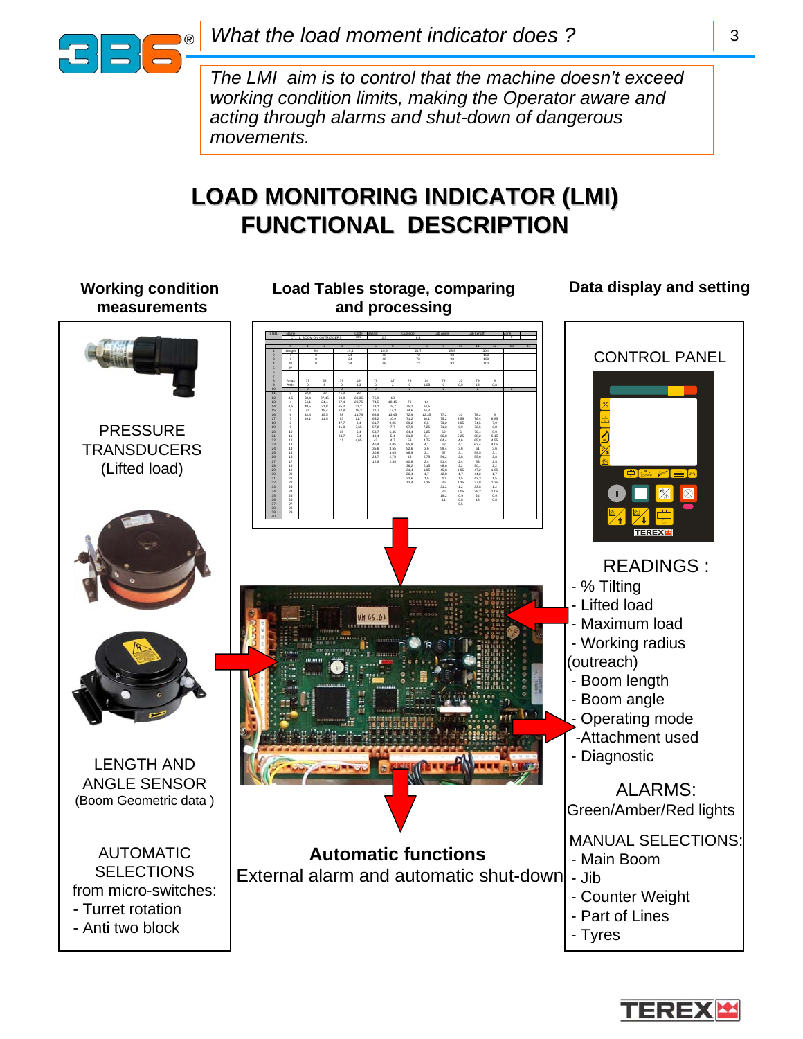*What the load moment indicator does ?*

*The LMI aim is to control that the machine doesn't exceed working condition limits, making the Operator aware and acting through alarms and shut-down of dangerous movements.*

# LOAD MONITORING INDICATOR (LMI) FUNCTIONAL DESCRIPTION

## Working condition measurements

PRESSURE TRANSDUCERS (Lifted load)

LENGTH AND ANGLE SENSOR (Boom Geometric data )

AUTOMATIC SELECTIONS from micro-switches:

- Turret rotation
- Anti two block

## Load Tables storage, comparing and processing

**Automatic functions**

External alarm and automatic shut-down

## Data display and setting

CONTROL PANEL

READINGS :

- % Tilting
- Lifted load
- Maximum load
- Working radius (outreach)
- Boom length
- Boom angle
- Operating mode
- Attachment used
- Diagnostic

ALARMS:

Green/Amber/Red lights

MANUAL SELECTIONS:

- Main Boom
- Jib
- Counter Weight
- Part of Lines
- Tyres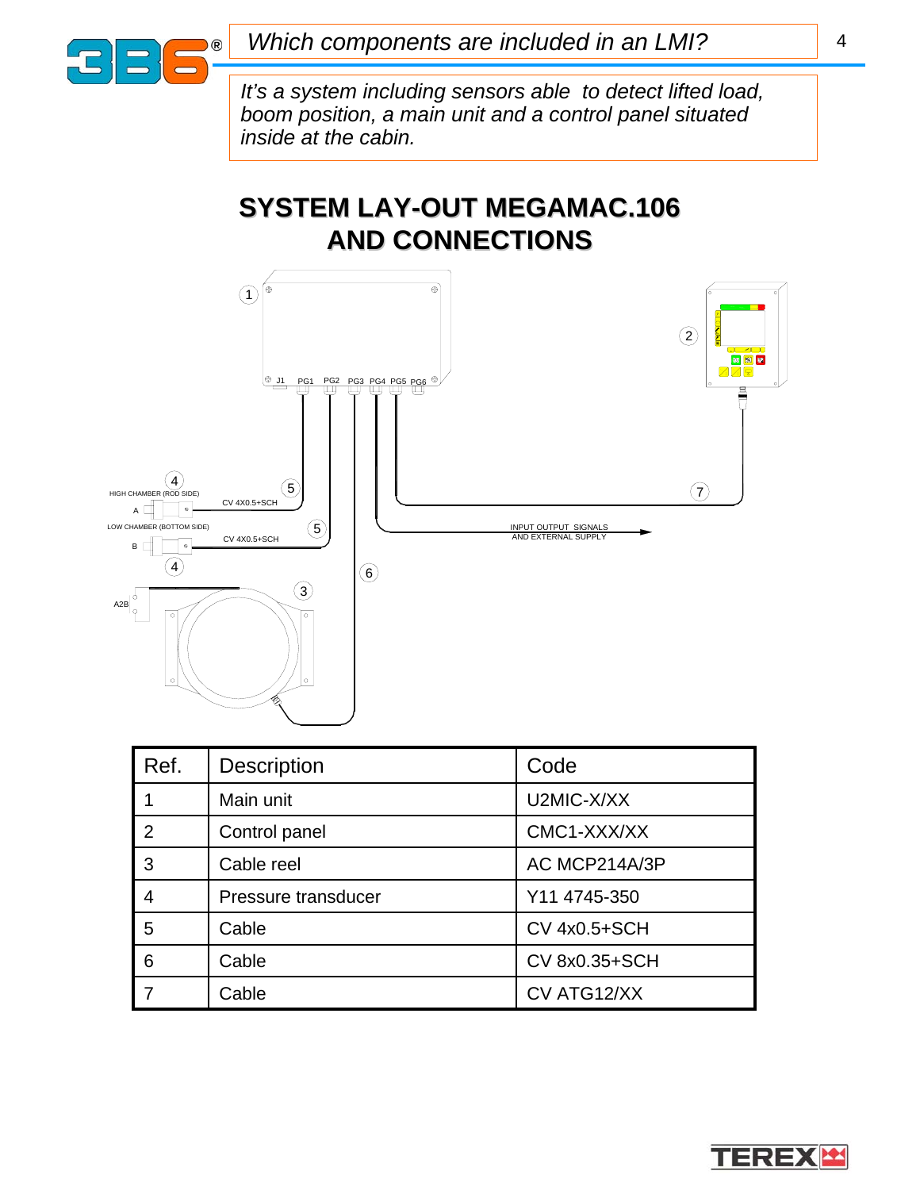*Which components are included in an LMI?*

*It's a system including sensors able to detect lifted load, boom position, a main unit and a control panel situated inside at the cabin.*

## SYSTEM LAY-OUT MEGAMAC.106 AND CONNECTIONS

| Ref. | Description | Code |
|---|---|---|
| 1 | Main unit | U2MIC-X/XX |
| 2 | Control panel | CMC1-XXX/XX |
| 3 | Cable reel | AC MCP214A/3P |
| 4 | Pressure transducer | Y11 4745-350 |
| 5 | Cable | CV 4x0.5+SCH |
| 6 | Cable | CV 8x0.35+SCH |
| 7 | Cable | CV ATG12/XX |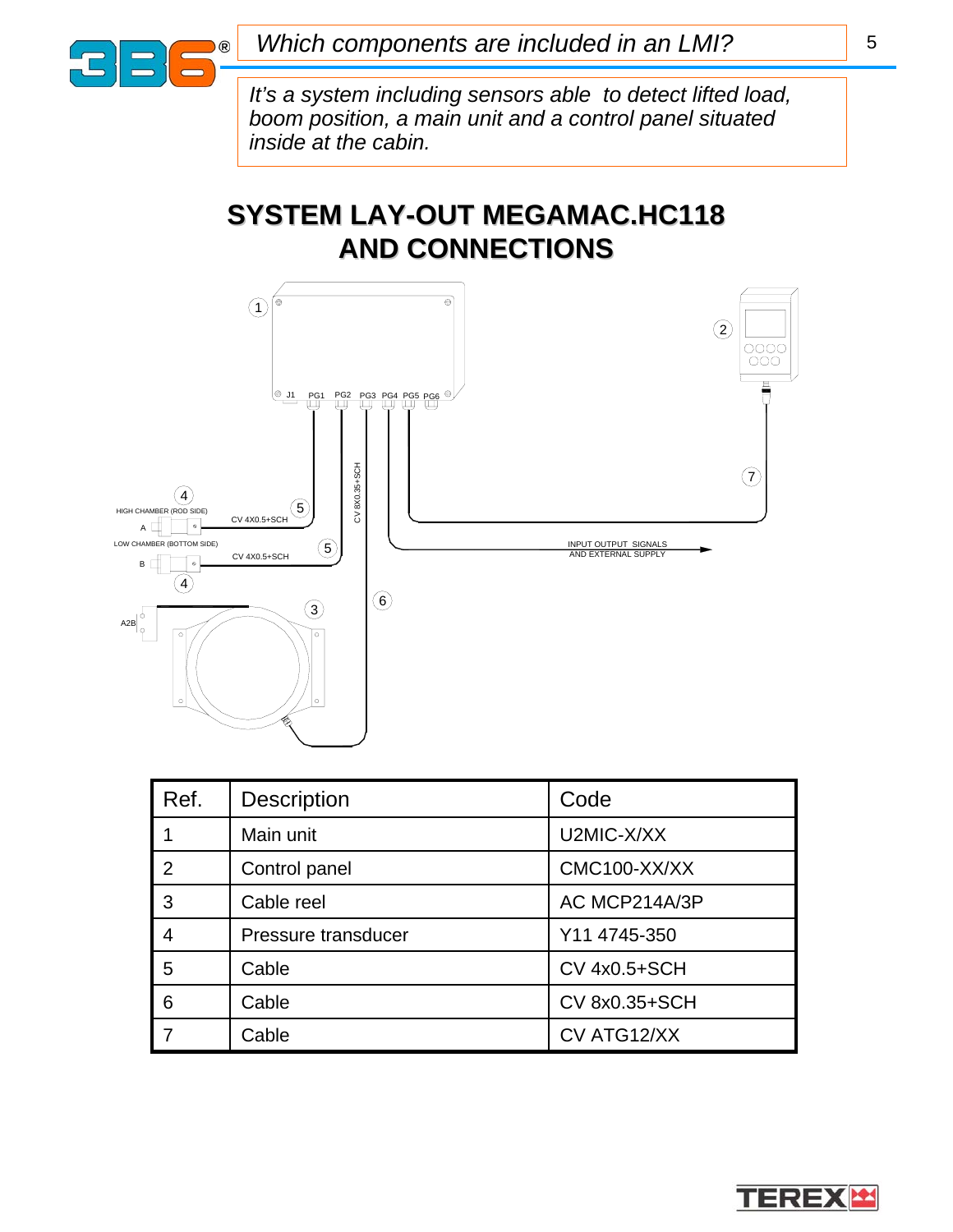*Which components are included in an LMI?*

*It's a system including sensors able to detect lifted load, boom position, a main unit and a control panel situated inside at the cabin.*

## SYSTEM LAY-OUT MEGAMAC.HC118 AND CONNECTIONS

| Ref. | Description | Code |
|---|---|---|
| 1 | Main unit | U2MIC-X/XX |
| 2 | Control panel | CMC100-XX/XX |
| 3 | Cable reel | AC MCP214A/3P |
| 4 | Pressure transducer | Y11 4745-350 |
| 5 | Cable | CV 4x0.5+SCH |
| 6 | Cable | CV 8x0.35+SCH |
| 7 | Cable | CV ATG12/XX |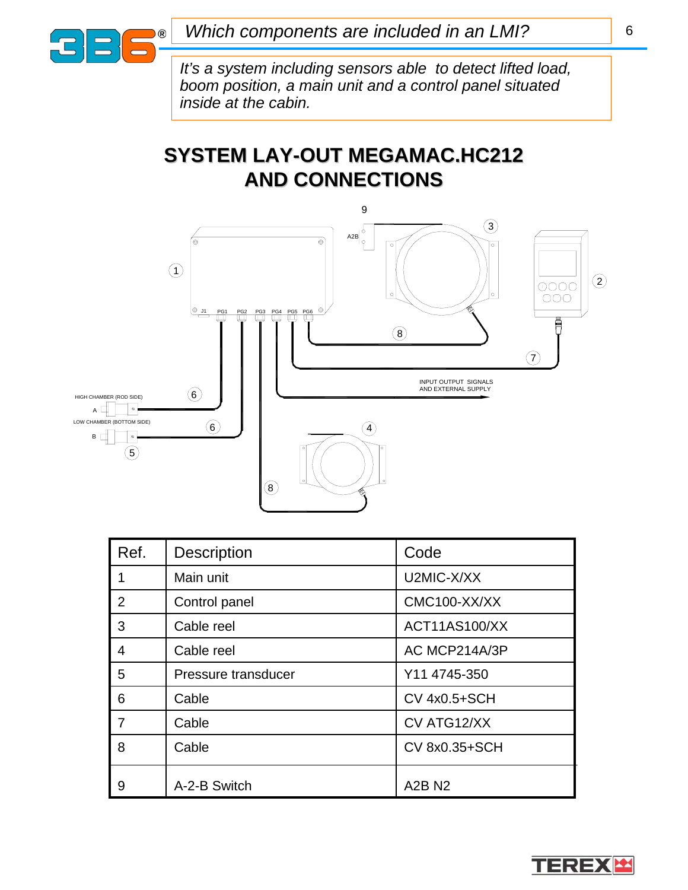*Which components are included in an LMI?*

*It's a system including sensors able to detect lifted load, boom position, a main unit and a control panel situated inside at the cabin.*

## SYSTEM LAY-OUT MEGAMAC.HC212 AND CONNECTIONS

9

A2B

J1 PG1 PG2 PG3 PG4 PG5 PG6

INPUT OUTPUT SIGNALS AND EXTERNAL SUPPLY

HIGH CHAMBER (ROD SIDE)

A

LOW CHAMBER (BOTTOM SIDE)

B

| Ref. | Description | Code |
|---|---|---|
| 1 | Main unit | U2MIC-X/XX |
| 2 | Control panel | CMC100-XX/XX |
| 3 | Cable reel | ACT11AS100/XX |
| 4 | Cable reel | AC MCP214A/3P |
| 5 | Pressure transducer | Y11 4745-350 |
| 6 | Cable | CV 4x0.5+SCH |
| 7 | Cable | CV ATG12/XX |
| 8 | Cable | CV 8x0.35+SCH |
| 9 | A-2-B Switch | A2B N2 |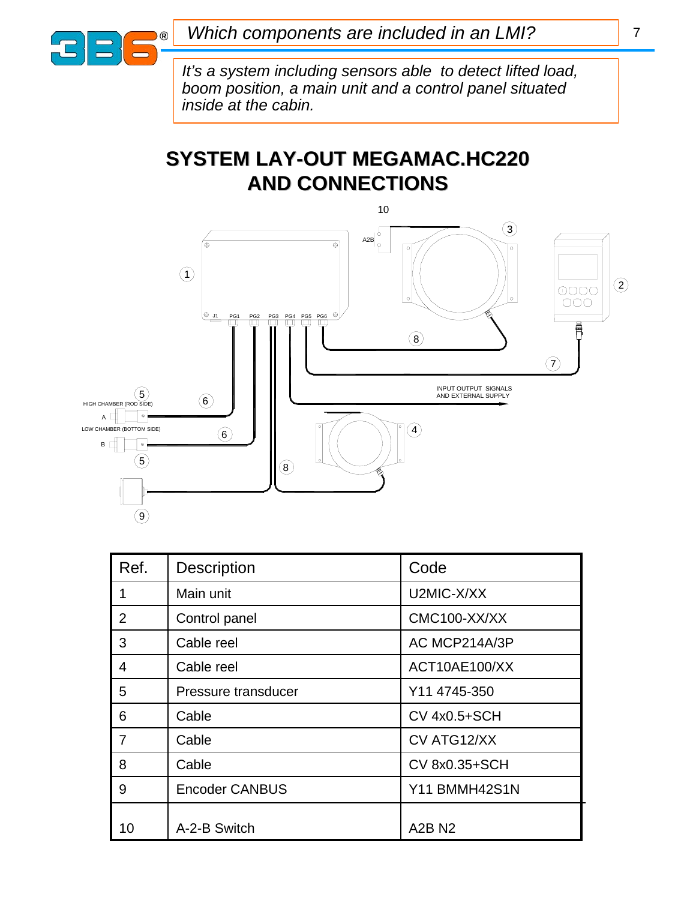*Which components are included in an LMI?*

*It's a system including sensors able to detect lifted load, boom position, a main unit and a control panel situated inside at the cabin.*

# SYSTEM LAY-OUT MEGAMAC.HC220 AND CONNECTIONS

10

A2B

J1 PG1 PG2 PG3 PG4 PG5 PG6

INPUT OUTPUT SIGNALS AND EXTERNAL SUPPLY

HIGH CHAMBER (ROD SIDE)

A

LOW CHAMBER (BOTTOM SIDE)

B

| Ref. | Description | Code |
|---|---|---|
| 1 | Main unit | U2MIC-X/XX |
| 2 | Control panel | CMC100-XX/XX |
| 3 | Cable reel | AC MCP214A/3P |
| 4 | Cable reel | ACT10AE100/XX |
| 5 | Pressure transducer | Y11 4745-350 |
| 6 | Cable | CV 4x0.5+SCH |
| 7 | Cable | CV ATG12/XX |
| 8 | Cable | CV 8x0.35+SCH |
| 9 | Encoder CANBUS | Y11 BMMH42S1N |
| 10 | A-2-B Switch | A2B N2 |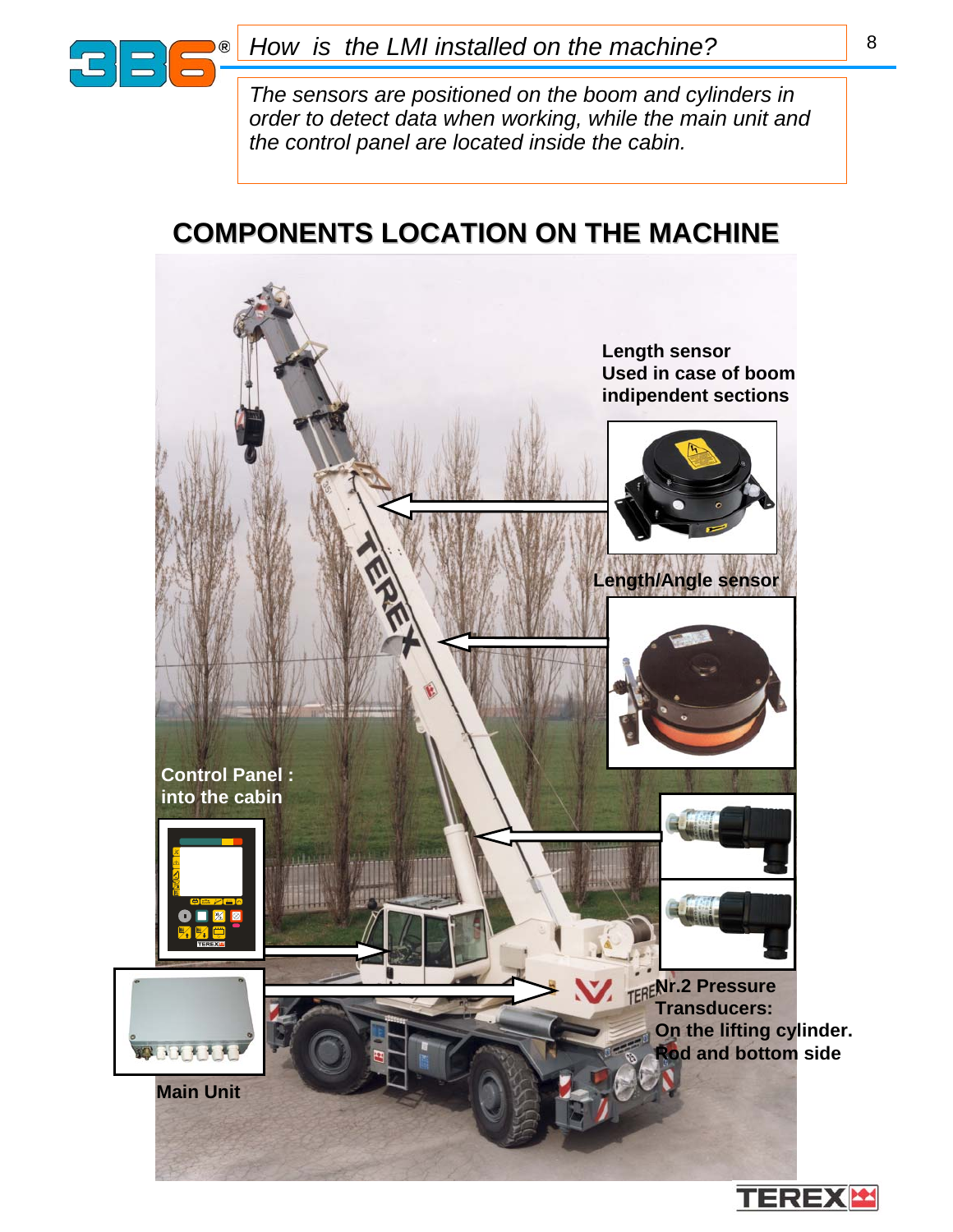*How is the LMI installed on the machine?*

*The sensors are positioned on the boom and cylinders in order to detect data when working, while the main unit and the control panel are located inside the cabin.*

## COMPONENTS LOCATION ON THE MACHINE

**Length sensor**
**Used in case of boom indipendent sections**

**Length/Angle sensor**

**Control Panel : into the cabin**

**Nr.2 Pressure Transducers: On the lifting cylinder. Rod and bottom side**

**Main Unit**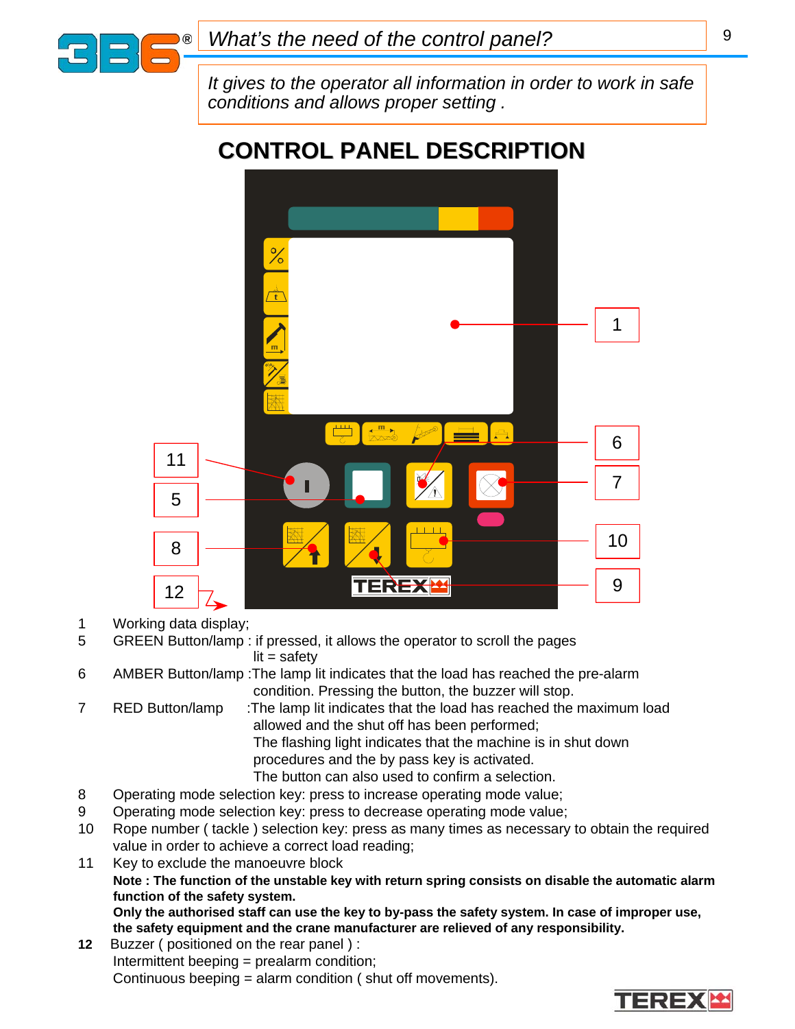*What's the need of the control panel?*

*It gives to the operator all information in order to work in safe conditions and allows proper setting .*

# CONTROL PANEL DESCRIPTION

1 Working data display;

5 GREEN Button/lamp : if pressed, it allows the operator to scroll the pages
lit = safety

6 AMBER Button/lamp :The lamp lit indicates that the load has reached the pre-alarm condition. Pressing the button, the buzzer will stop.

7 RED Button/lamp :The lamp lit indicates that the load has reached the maximum load allowed and the shut off has been performed;
The flashing light indicates that the machine is in shut down procedures and the by pass key is activated.
The button can also used to confirm a selection.

8 Operating mode selection key: press to increase operating mode value;

9 Operating mode selection key: press to decrease operating mode value;

10 Rope number ( tackle ) selection key: press as many times as necessary to obtain the required value in order to achieve a correct load reading;

11 Key to exclude the manoeuvre block
**Note : The function of the unstable key with return spring consists on disable the automatic alarm function of the safety system.**
**Only the authorised staff can use the key to by-pass the safety system. In case of improper use, the safety equipment and the crane manufacturer are relieved of any responsibility.**

**12** Buzzer ( positioned on the rear panel ) :
Intermittent beeping = prealarm condition;
Continuous beeping = alarm condition ( shut off movements).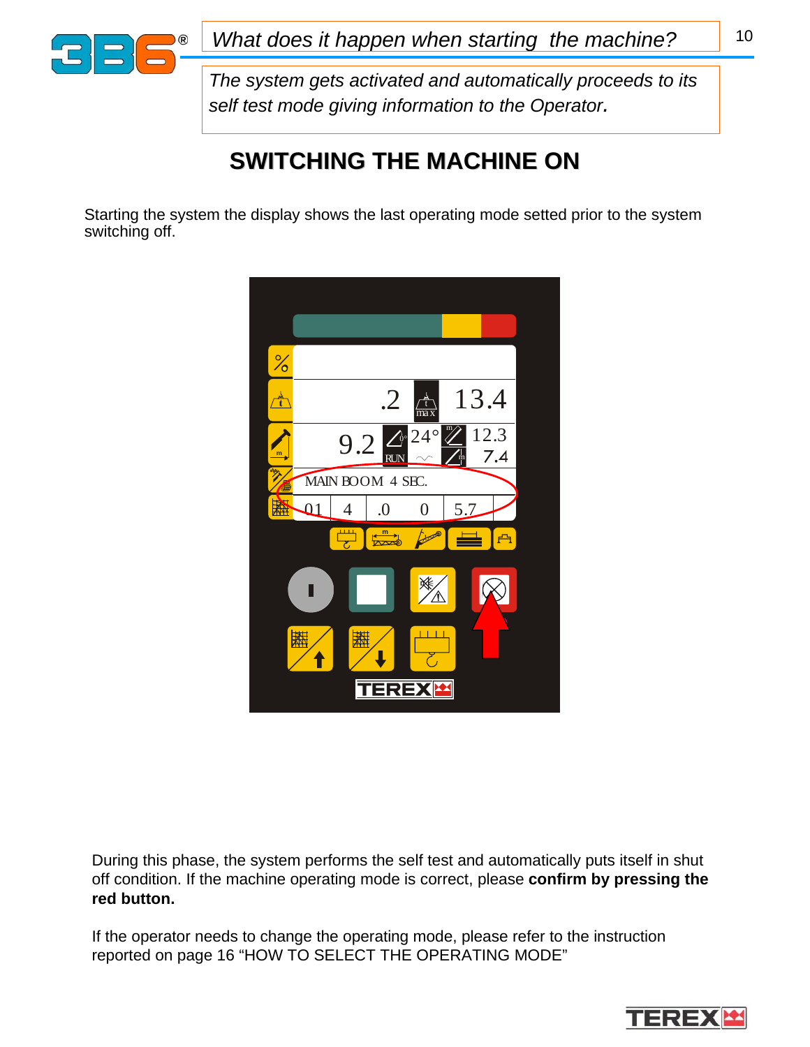*What does it happen when starting the machine?*

*The system gets activated and automatically proceeds to its self test mode giving information to the Operator.*

# SWITCHING THE MACHINE ON

Starting the system the display shows the last operating mode setted prior to the system switching off.

During this phase, the system performs the self test and automatically puts itself in shut off condition. If the machine operating mode is correct, please **confirm by pressing the red button.**

If the operator needs to change the operating mode, please refer to the instruction reported on page 16 “HOW TO SELECT THE OPERATING MODE”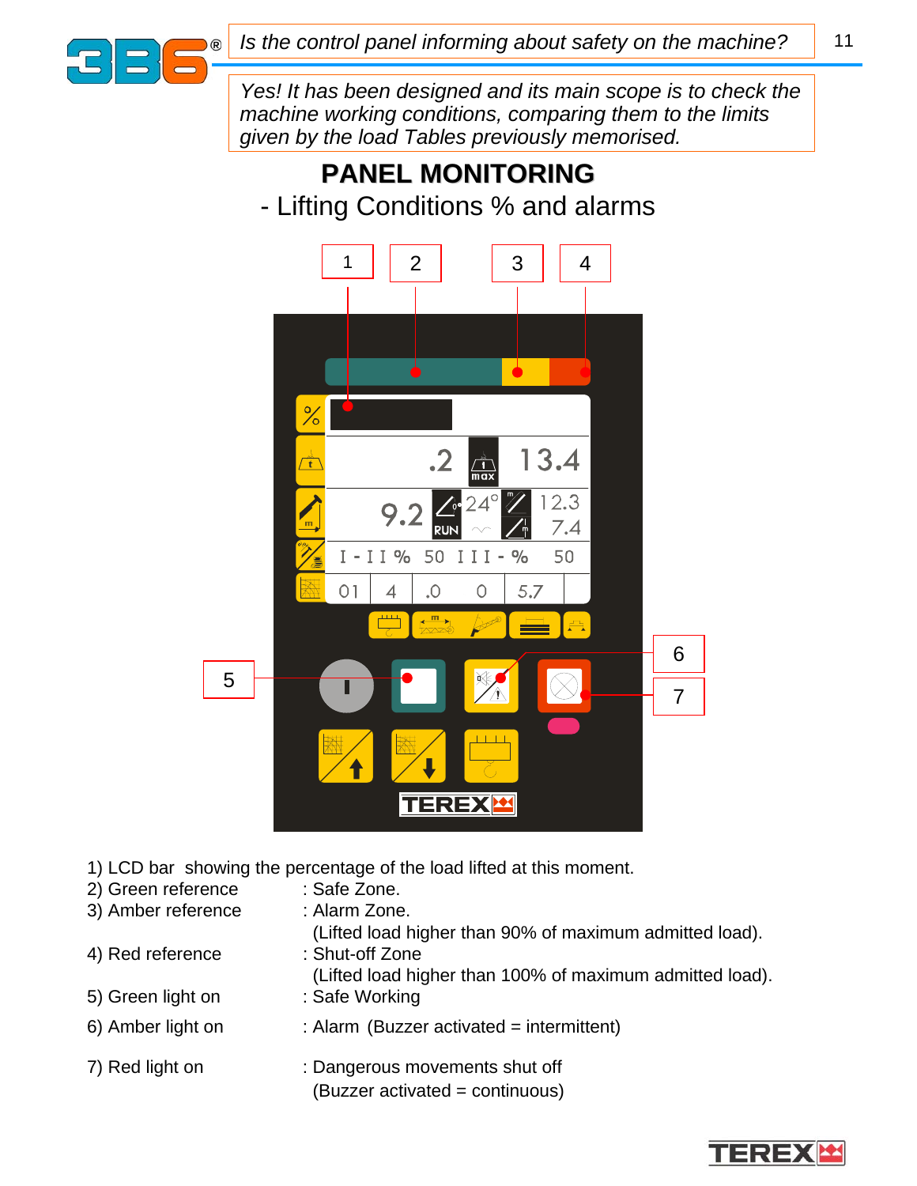*Is the control panel informing about safety on the machine?*

*Yes! It has been designed and its main scope is to check the machine working conditions, comparing them to the limits given by the load Tables previously memorised.*

## PANEL MONITORING

- Lifting Conditions % and alarms

1) LCD bar showing the percentage of the load lifted at this moment.

2) Green reference : Safe Zone.

3) Amber reference : Alarm Zone.
(Lifted load higher than 90% of maximum admitted load).

4) Red reference : Shut-off Zone
(Lifted load higher than 100% of maximum admitted load).

5) Green light on : Safe Working

6) Amber light on : Alarm (Buzzer activated = intermittent)

7) Red light on : Dangerous movements shut off
(Buzzer activated = continuous)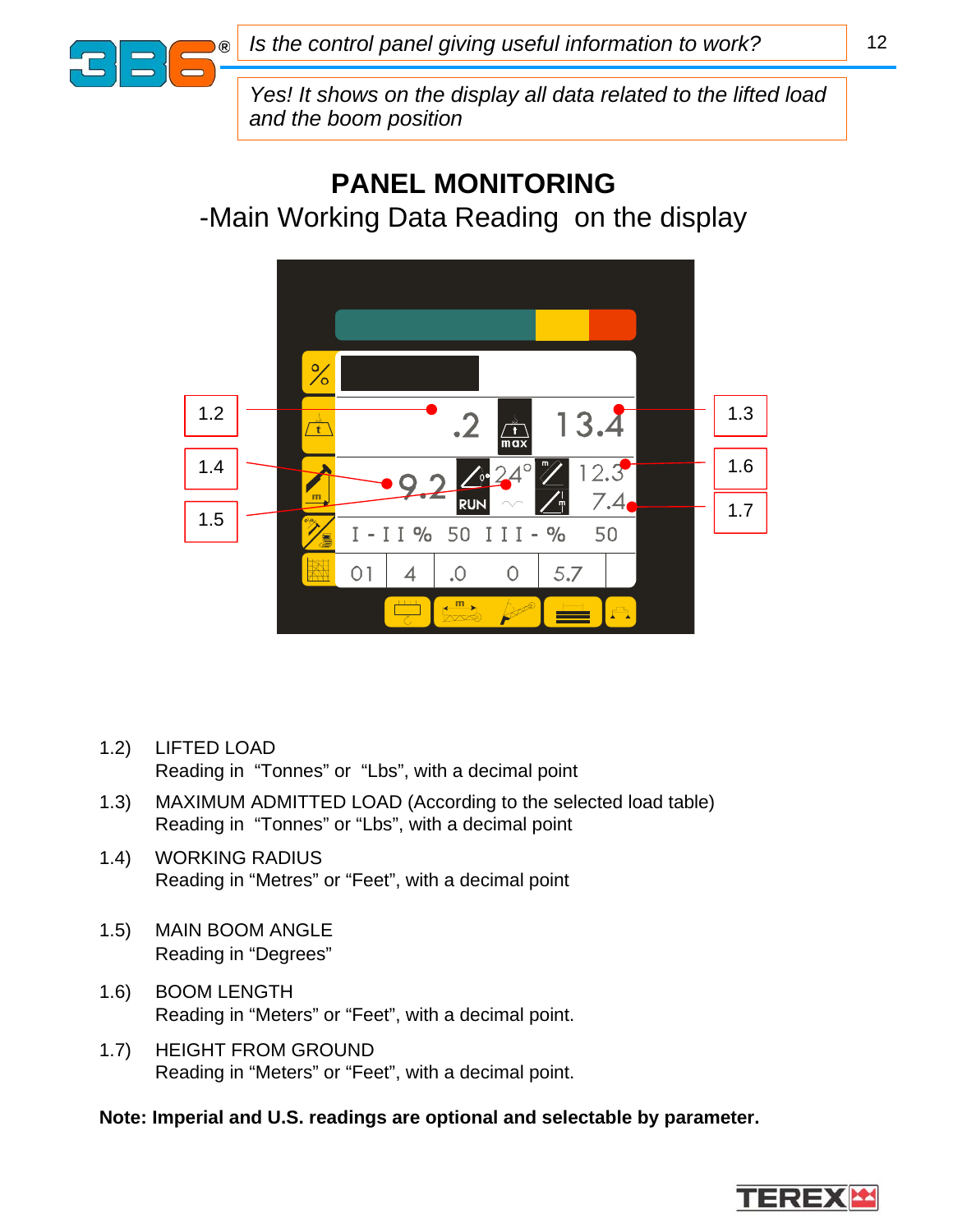*Is the control panel giving useful information to work?*

*Yes! It shows on the display all data related to the lifted load and the boom position*

# PANEL MONITORING

## -Main Working Data Reading on the display

1.2) LIFTED LOAD
Reading in "Tonnes" or "Lbs", with a decimal point

1.3) MAXIMUM ADMITTED LOAD (According to the selected load table)
Reading in "Tonnes" or "Lbs", with a decimal point

1.4) WORKING RADIUS
Reading in "Metres" or "Feet", with a decimal point

1.5) MAIN BOOM ANGLE
Reading in "Degrees"

1.6) BOOM LENGTH
Reading in "Meters" or "Feet", with a decimal point.

1.7) HEIGHT FROM GROUND
Reading in "Meters" or "Feet", with a decimal point.

**Note: Imperial and U.S. readings are optional and selectable by parameter.**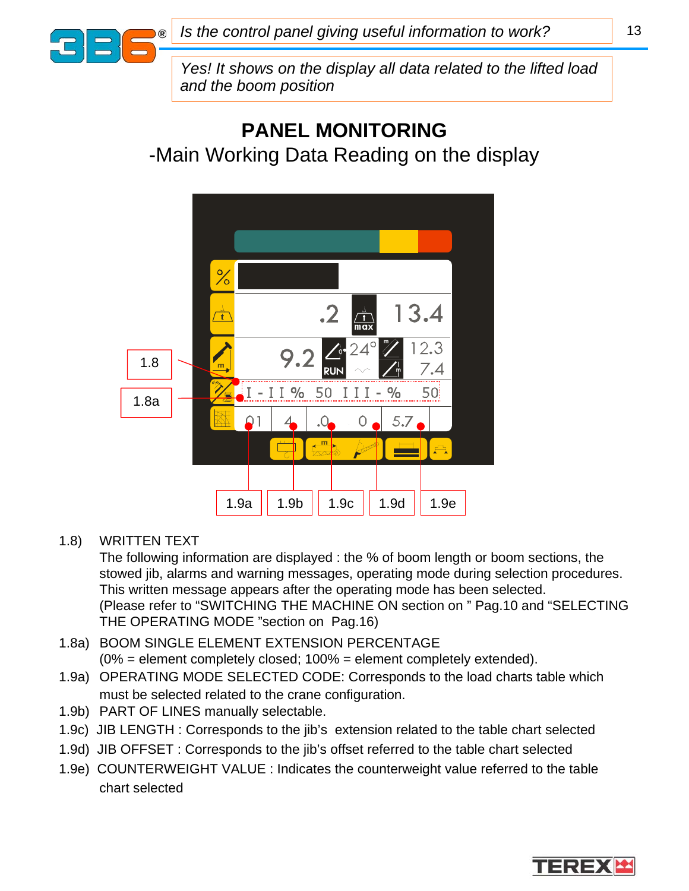*Is the control panel giving useful information to work?*

*Yes! It shows on the display all data related to the lifted load and the boom position*

# PANEL MONITORING

## -Main Working Data Reading on the display

1.8) WRITTEN TEXT
The following information are displayed : the % of boom length or boom sections, the stowed jib, alarms and warning messages, operating mode during selection procedures. This written message appears after the operating mode has been selected.
(Please refer to “SWITCHING THE MACHINE ON section on ” Pag.10 and “SELECTING THE OPERATING MODE ”section on Pag.16)

1.8a) BOOM SINGLE ELEMENT EXTENSION PERCENTAGE
(0% = element completely closed; 100% = element completely extended).

1.9a) OPERATING MODE SELECTED CODE: Corresponds to the load charts table which must be selected related to the crane configuration.

1.9b) PART OF LINES manually selectable.

1.9c) JIB LENGTH : Corresponds to the jib’s extension related to the table chart selected

1.9d) JIB OFFSET : Corresponds to the jib’s offset referred to the table chart selected

1.9e) COUNTERWEIGHT VALUE : Indicates the counterweight value referred to the table chart selected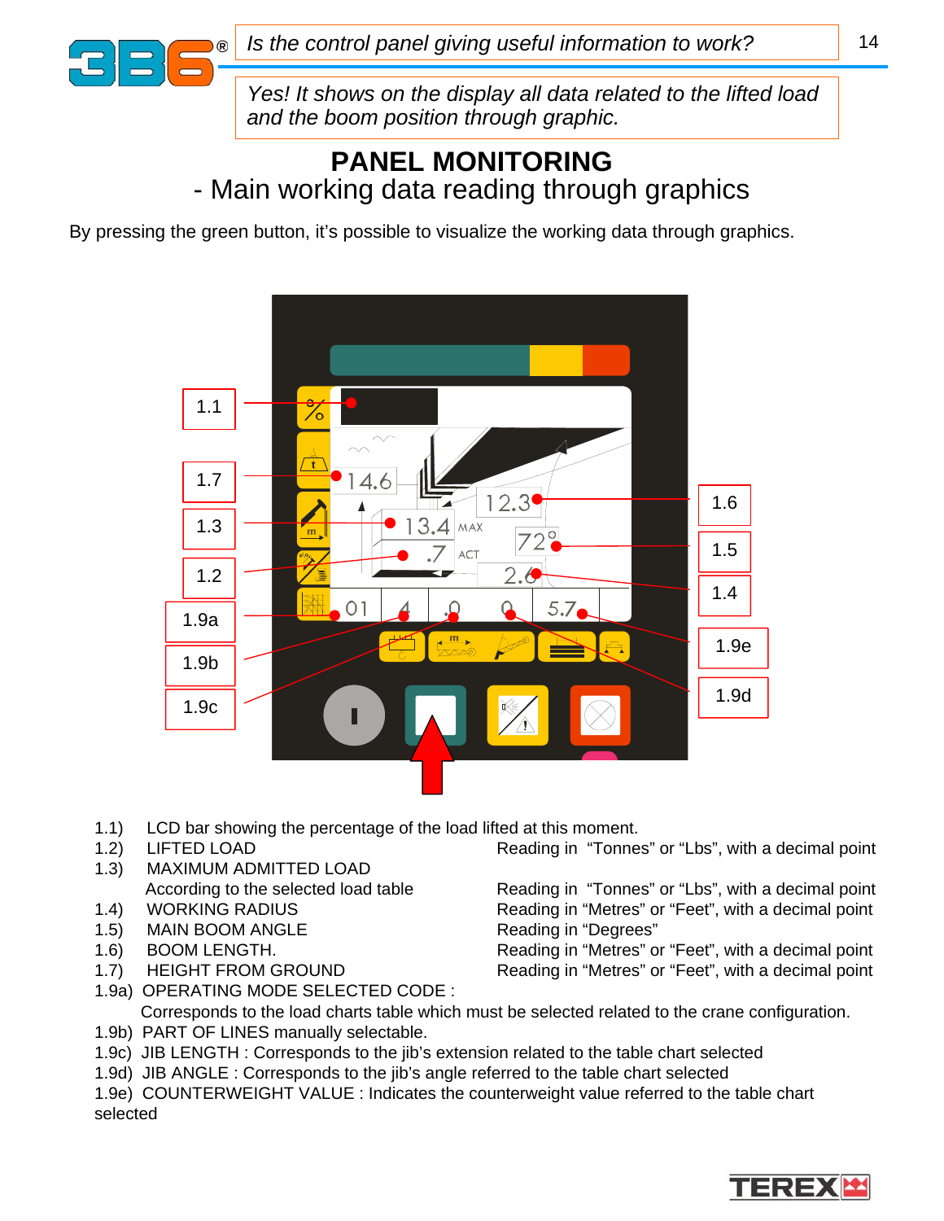*Is the control panel giving useful information to work?*

*Yes! It shows on the display all data related to the lifted load and the boom position through graphic.*

# PANEL MONITORING

## - Main working data reading through graphics

By pressing the green button, it's possible to visualize the working data through graphics.

| Item | Description | Reading |
|---|---|---|
| 1.1) | LCD bar showing the percentage of the load lifted at this moment. | |
| 1.2) | LIFTED LOAD | Reading in "Tonnes" or "Lbs", with a decimal point |
| 1.3) | MAXIMUM ADMITTED LOAD According to the selected load table | Reading in "Tonnes" or "Lbs", with a decimal point |
| 1.4) | WORKING RADIUS | Reading in "Metres" or "Feet", with a decimal point |
| 1.5) | MAIN BOOM ANGLE | Reading in "Degrees" |
| 1.6) | BOOM LENGTH. | Reading in "Metres" or "Feet", with a decimal point |
| 1.7) | HEIGHT FROM GROUND | Reading in "Metres" or "Feet", with a decimal point |

1.9a) OPERATING MODE SELECTED CODE :
Corresponds to the load charts table which must be selected related to the crane configuration.

1.9b) PART OF LINES manually selectable.

1.9c) JIB LENGTH : Corresponds to the jib's extension related to the table chart selected

1.9d) JIB ANGLE : Corresponds to the jib's angle referred to the table chart selected

1.9e) COUNTERWEIGHT VALUE : Indicates the counterweight value referred to the table chart selected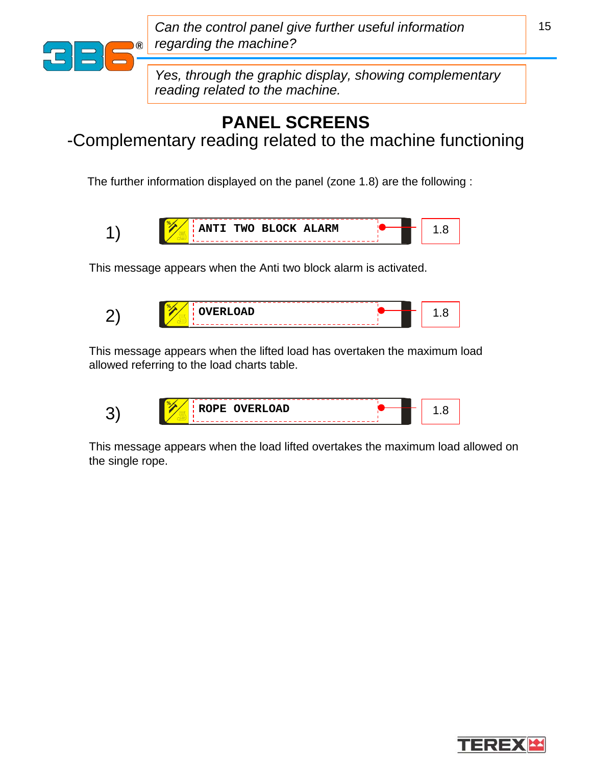*Can the control panel give further useful information regarding the machine?*

*Yes, through the graphic display, showing complementary reading related to the machine.*

# PANEL SCREENS

## -Complementary reading related to the machine functioning

The further information displayed on the panel (zone 1.8) are the following :

1) ANTI TWO BLOCK ALARM — 1.8

This message appears when the Anti two block alarm is activated.

2) OVERLOAD — 1.8

This message appears when the lifted load has overtaken the maximum load allowed referring to the load charts table.

3) ROPE OVERLOAD — 1.8

This message appears when the load lifted overtakes the maximum load allowed on the single rope.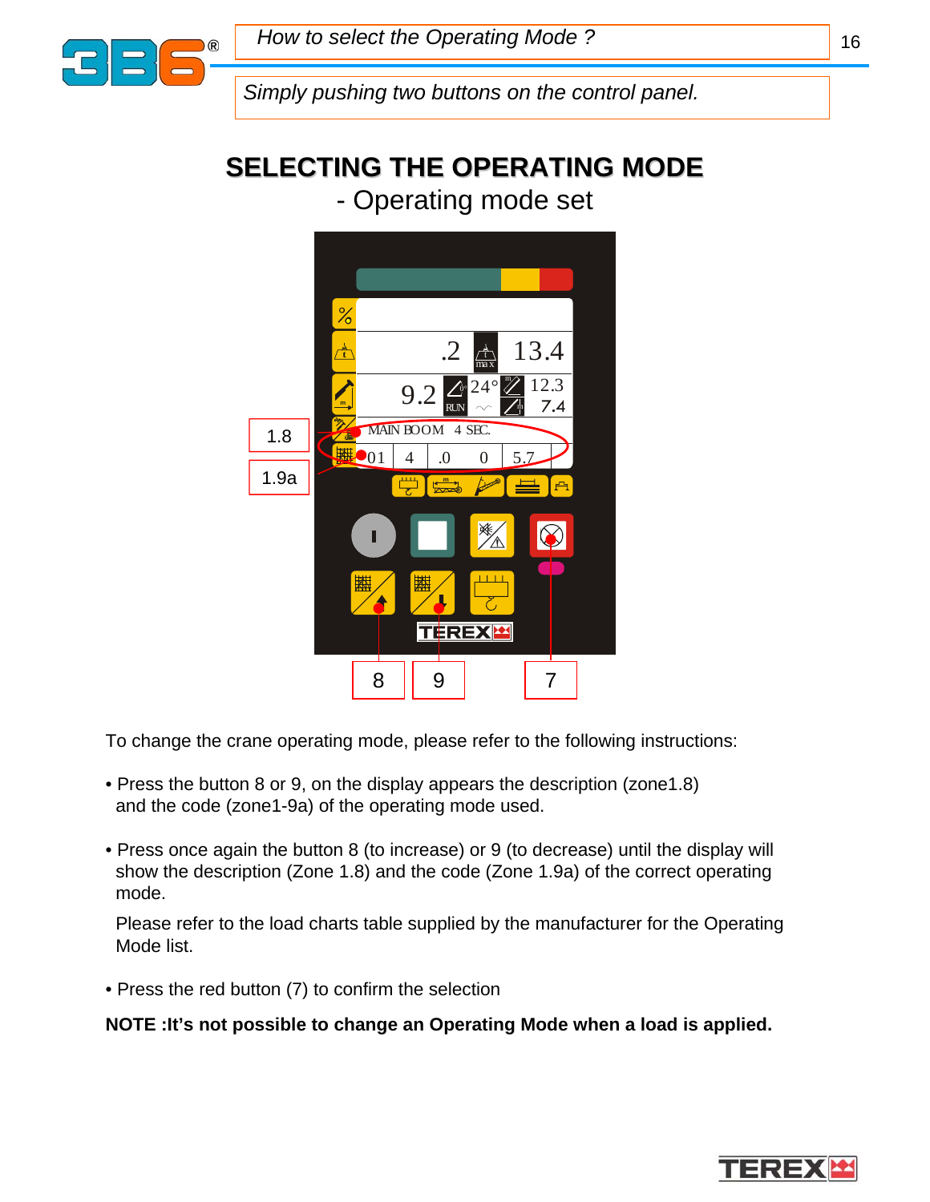*How to select the Operating Mode ?*

*Simply pushing two buttons on the control panel.*

## SELECTING THE OPERATING MODE

- Operating mode set

1.8

1.9a

MAIN BOOM 4 SEC.

8 9 7

To change the crane operating mode, please refer to the following instructions:

- Press the button 8 or 9, on the display appears the description (zone1.8) and the code (zone1-9a) of the operating mode used.
- Press once again the button 8 (to increase) or 9 (to decrease) until the display will show the description (Zone 1.8) and the code (Zone 1.9a) of the correct operating mode.

  Please refer to the load charts table supplied by the manufacturer for the Operating Mode list.

- Press the red button (7) to confirm the selection

**NOTE :It's not possible to change an Operating Mode when a load is applied.**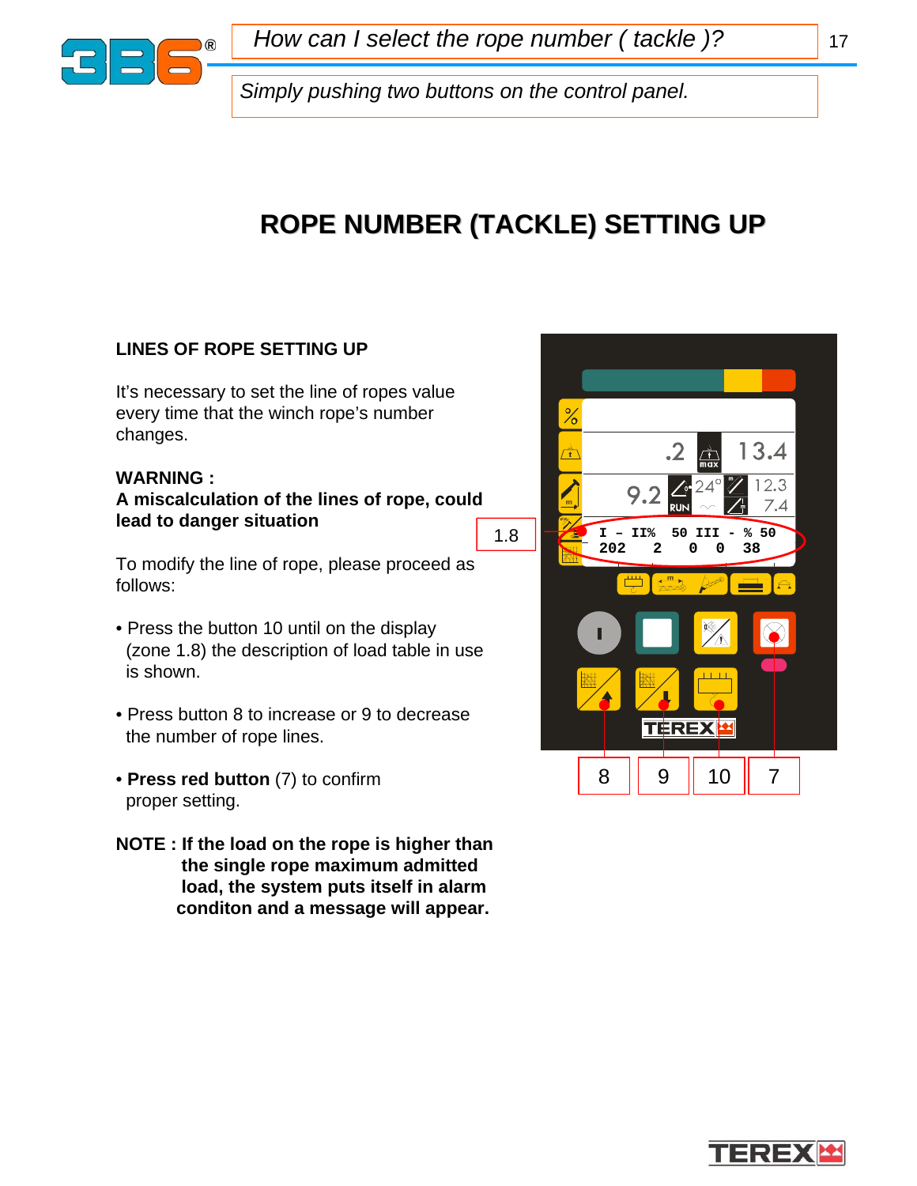*How can I select the rope number ( tackle )?*

*Simply pushing two buttons on the control panel.*

# ROPE NUMBER (TACKLE) SETTING UP

## LINES OF ROPE SETTING UP

It's necessary to set the line of ropes value every time that the winch rope's number changes.

**WARNING :**
**A miscalculation of the lines of rope, could lead to danger situation**

To modify the line of rope, please proceed as follows:

- Press the button 10 until on the display (zone 1.8) the description of load table in use is shown.
- Press button 8 to increase or 9 to decrease the number of rope lines.
- **Press red button** (7) to confirm proper setting.

**NOTE : If the load on the rope is higher than the single rope maximum admitted load, the system puts itself in alarm conditon and a message will appear.**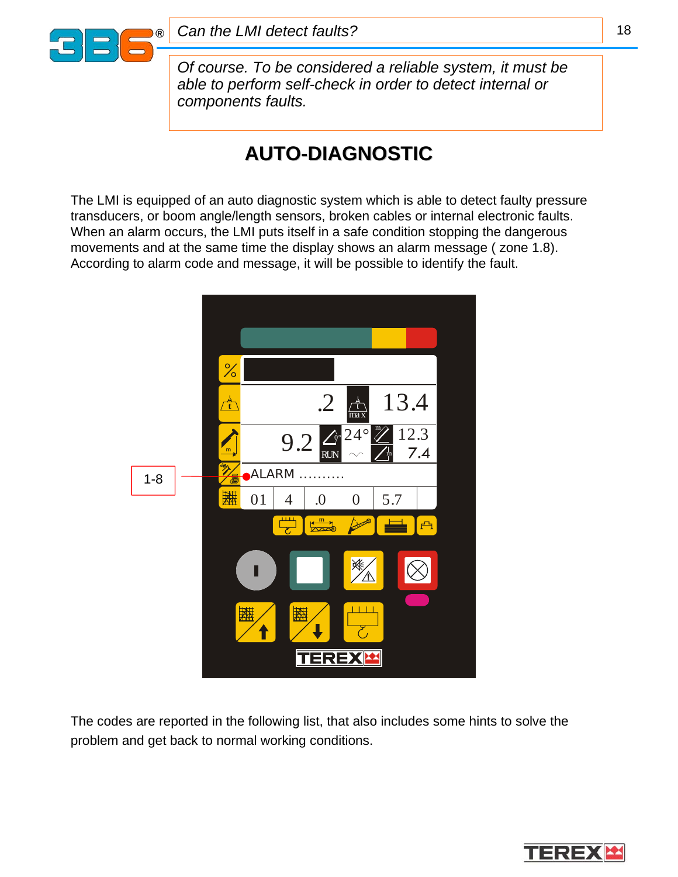*Can the LMI detect faults?*

*Of course. To be considered a reliable system, it must be able to perform self-check in order to detect internal or components faults.*

## AUTO-DIAGNOSTIC

The LMI is equipped of an auto diagnostic system which is able to detect faulty pressure transducers, or boom angle/length sensors, broken cables or internal electronic faults. When an alarm occurs, the LMI puts itself in a safe condition stopping the dangerous movements and at the same time the display shows an alarm message ( zone 1.8). According to alarm code and message, it will be possible to identify the fault.

The codes are reported in the following list, that also includes some hints to solve the problem and get back to normal working conditions.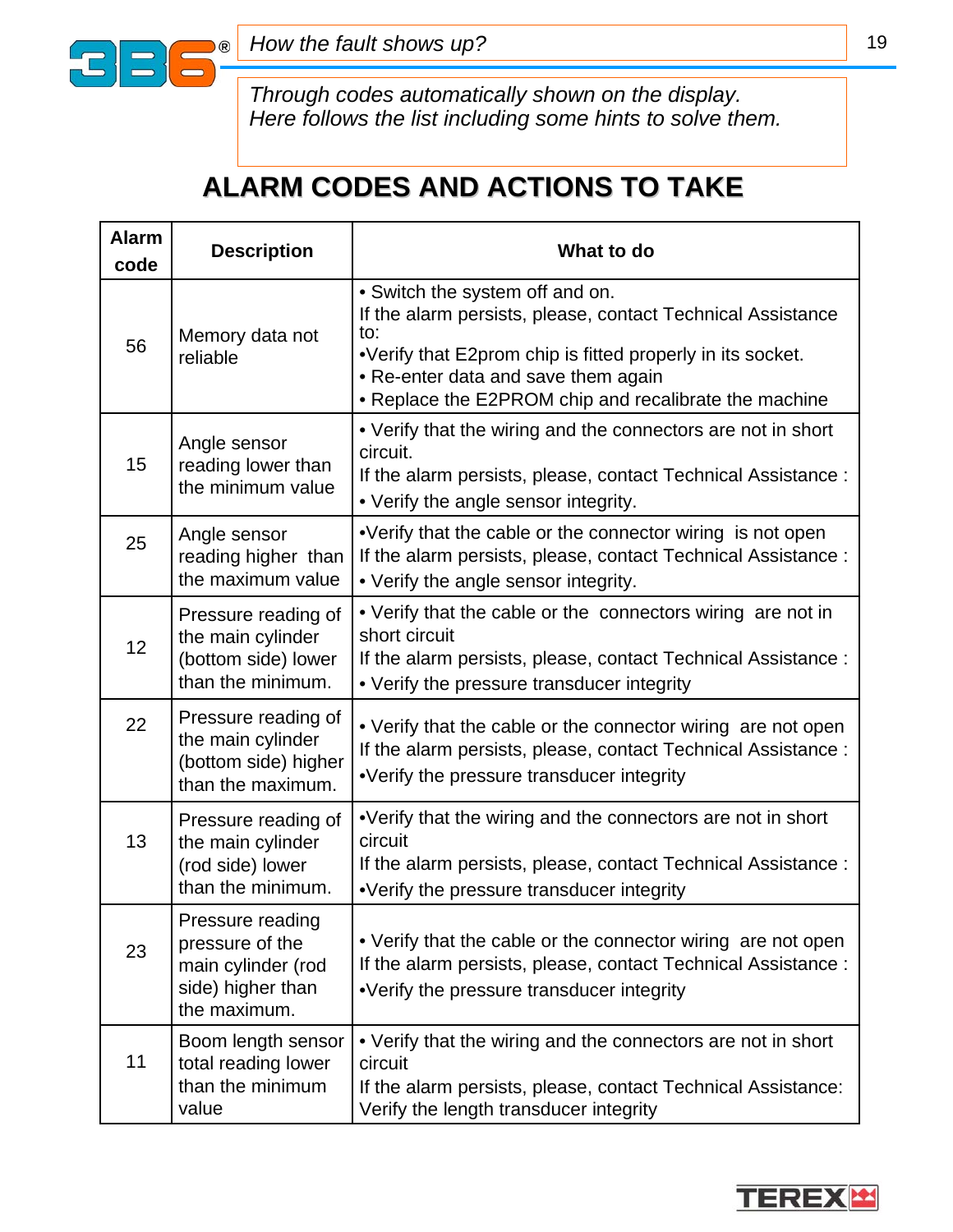*How the fault shows up?*

*Through codes automatically shown on the display.*
*Here follows the list including some hints to solve them.*

## ALARM CODES AND ACTIONS TO TAKE

| Alarm code | Description | What to do |
|---|---|---|
| 56 | Memory data not reliable | • Switch the system off and on.<br>If the alarm persists, please, contact Technical Assistance to:<br>•Verify that E2prom chip is fitted properly in its socket.<br>• Re-enter data and save them again<br>• Replace the E2PROM chip and recalibrate the machine |
| 15 | Angle sensor reading lower than the minimum value | • Verify that the wiring and the connectors are not in short circuit.<br>If the alarm persists, please, contact Technical Assistance :<br>• Verify the angle sensor integrity. |
| 25 | Angle sensor reading higher than the maximum value | •Verify that the cable or the connector wiring is not open<br>If the alarm persists, please, contact Technical Assistance :<br>• Verify the angle sensor integrity. |
| 12 | Pressure reading of the main cylinder (bottom side) lower than the minimum. | • Verify that the cable or the connectors wiring are not in short circuit<br>If the alarm persists, please, contact Technical Assistance :<br>• Verify the pressure transducer integrity |
| 22 | Pressure reading of the main cylinder (bottom side) higher than the maximum. | • Verify that the cable or the connector wiring are not open<br>If the alarm persists, please, contact Technical Assistance :<br>•Verify the pressure transducer integrity |
| 13 | Pressure reading of the main cylinder (rod side) lower than the minimum. | •Verify that the wiring and the connectors are not in short circuit<br>If the alarm persists, please, contact Technical Assistance :<br>•Verify the pressure transducer integrity |
| 23 | Pressure reading pressure of the main cylinder (rod side) higher than the maximum. | • Verify that the cable or the connector wiring are not open<br>If the alarm persists, please, contact Technical Assistance :<br>•Verify the pressure transducer integrity |
| 11 | Boom length sensor total reading lower than the minimum value | • Verify that the wiring and the connectors are not in short circuit<br>If the alarm persists, please, contact Technical Assistance:<br>Verify the length transducer integrity |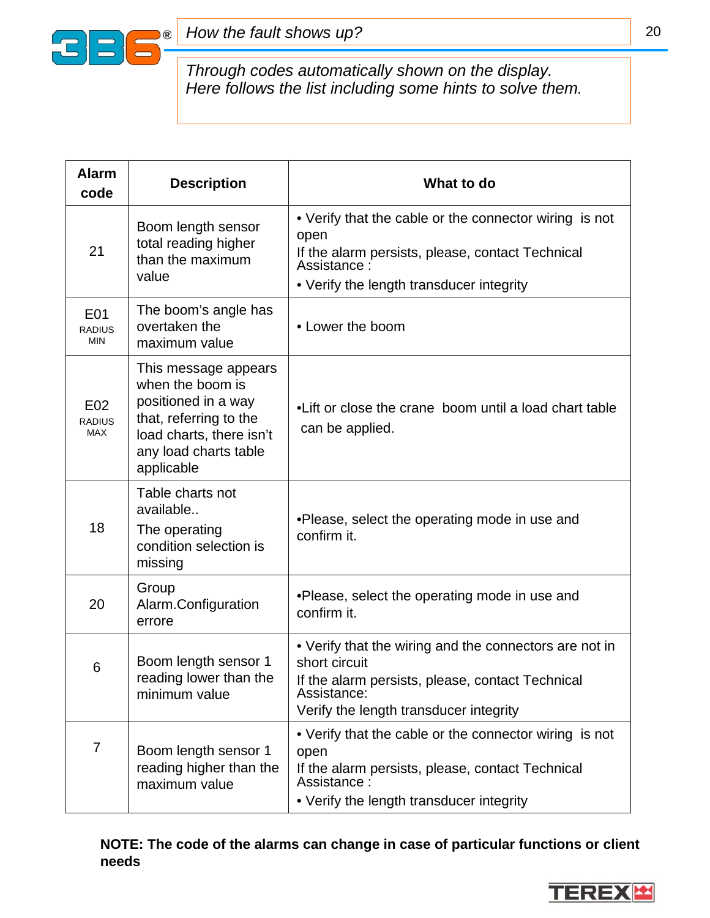## *How the fault shows up?*

*Through codes automatically shown on the display.*
*Here follows the list including some hints to solve them.*

| Alarm code | Description | What to do |
|---|---|---|
| 21 | Boom length sensor total reading higher than the maximum value | • Verify that the cable or the connector wiring is not open<br>If the alarm persists, please, contact Technical Assistance :<br>• Verify the length transducer integrity |
| E01<br>RADIUS MIN | The boom's angle has overtaken the maximum value | • Lower the boom |
| E02<br>RADIUS MAX | This message appears when the boom is positioned in a way that, referring to the load charts, there isn't any load charts table applicable | •Lift or close the crane boom until a load chart table can be applied. |
| 18 | Table charts not available..<br>The operating condition selection is missing | •Please, select the operating mode in use and confirm it. |
| 20 | Group Alarm.Configuration errore | •Please, select the operating mode in use and confirm it. |
| 6 | Boom length sensor 1 reading lower than the minimum value | • Verify that the wiring and the connectors are not in short circuit<br>If the alarm persists, please, contact Technical Assistance:<br>Verify the length transducer integrity |
| 7 | Boom length sensor 1 reading higher than the maximum value | • Verify that the cable or the connector wiring is not open<br>If the alarm persists, please, contact Technical Assistance :<br>• Verify the length transducer integrity |

**NOTE: The code of the alarms can change in case of particular functions or client needs**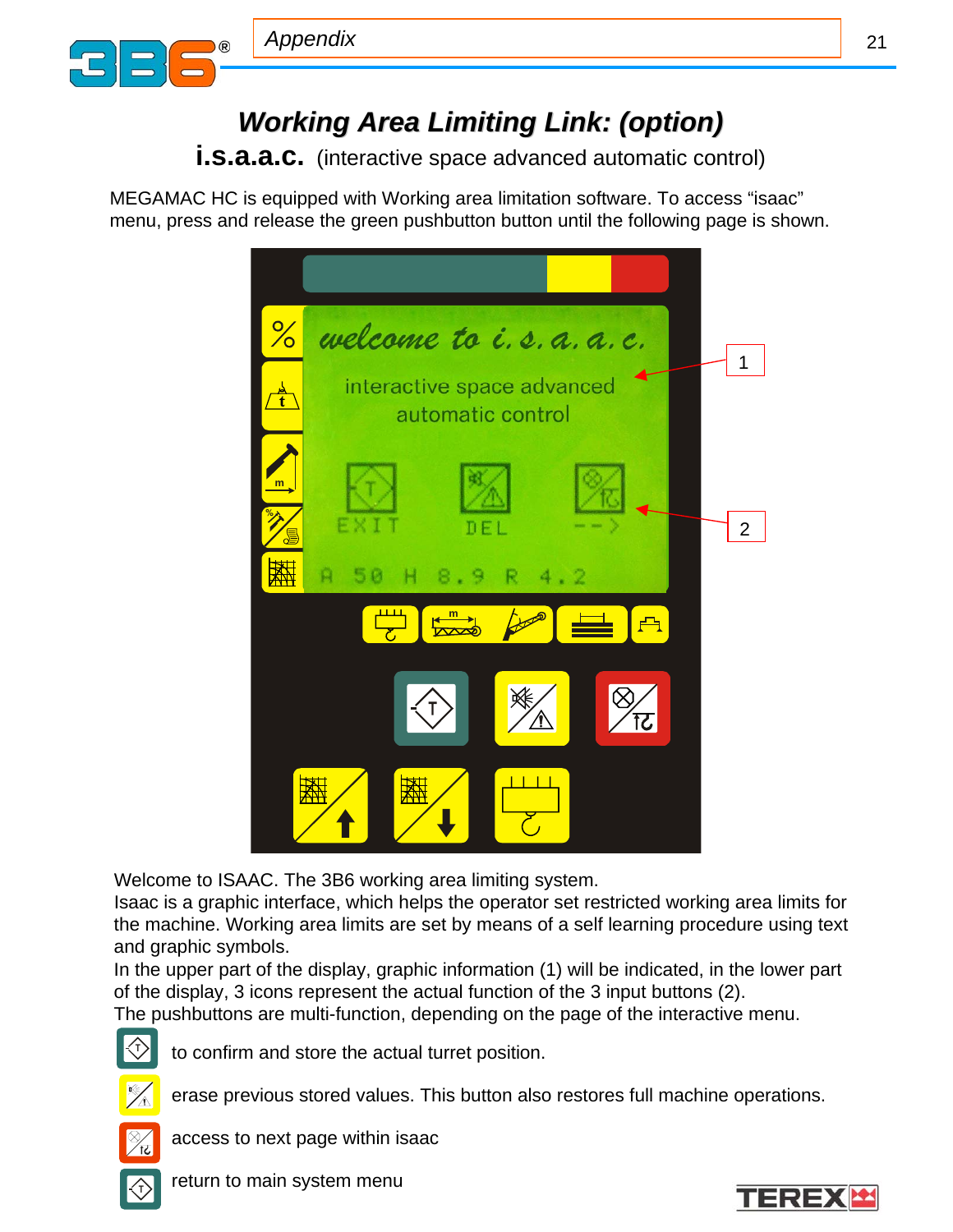# *Working Area Limiting Link: (option)*

**i.s.a.a.c.** (interactive space advanced automatic control)

MEGAMAC HC is equipped with Working area limitation software. To access “isaac” menu, press and release the green pushbutton button until the following page is shown.

Welcome to ISAAC. The 3B6 working area limiting system.
Isaac is a graphic interface, which helps the operator set restricted working area limits for the machine. Working area limits are set by means of a self learning procedure using text and graphic symbols.
In the upper part of the display, graphic information (1) will be indicated, in the lower part of the display, 3 icons represent the actual function of the 3 input buttons (2).
The pushbuttons are multi-function, depending on the page of the interactive menu.

to confirm and store the actual turret position.

erase previous stored values. This button also restores full machine operations.

access to next page within isaac

return to main system menu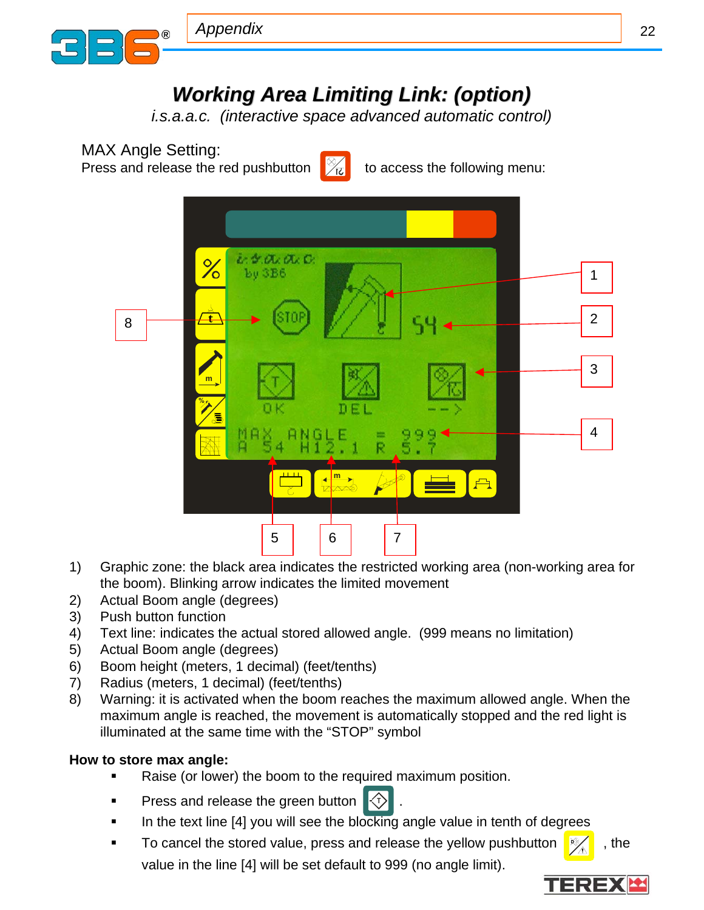# Working Area Limiting Link: (option)

*i.s.a.a.c. (interactive space advanced automatic control)*

MAX Angle Setting:

Press and release the red pushbutton to access the following menu:

1) Graphic zone: the black area indicates the restricted working area (non-working area for the boom). Blinking arrow indicates the limited movement
2) Actual Boom angle (degrees)
3) Push button function
4) Text line: indicates the actual stored allowed angle. (999 means no limitation)
5) Actual Boom angle (degrees)
6) Boom height (meters, 1 decimal) (feet/tenths)
7) Radius (meters, 1 decimal) (feet/tenths)
8) Warning: it is activated when the boom reaches the maximum allowed angle. When the maximum angle is reached, the movement is automatically stopped and the red light is illuminated at the same time with the “STOP” symbol

**How to store max angle:**

- Raise (or lower) the boom to the required maximum position.
- Press and release the green button .
- In the text line [4] you will see the blocking angle value in tenth of degrees
- To cancel the stored value, press and release the yellow pushbutton , the value in the line [4] will be set default to 999 (no angle limit).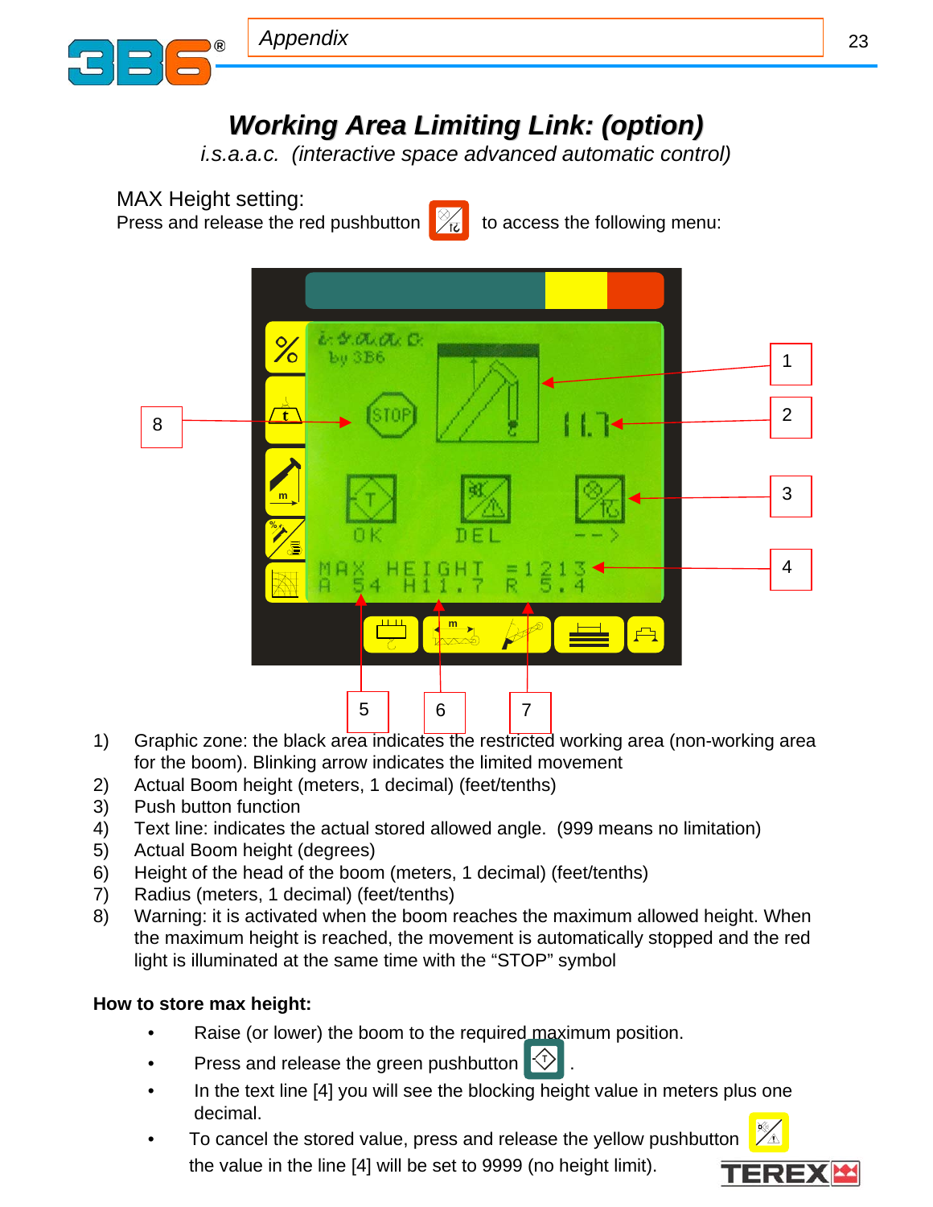# Working Area Limiting Link: (option)

*i.s.a.a.c. (interactive space advanced automatic control)*

MAX Height setting:

Press and release the red pushbutton to access the following menu:

1) Graphic zone: the black area indicates the restricted working area (non-working area for the boom). Blinking arrow indicates the limited movement
2) Actual Boom height (meters, 1 decimal) (feet/tenths)
3) Push button function
4) Text line: indicates the actual stored allowed angle. (999 means no limitation)
5) Actual Boom height (degrees)
6) Height of the head of the boom (meters, 1 decimal) (feet/tenths)
7) Radius (meters, 1 decimal) (feet/tenths)
8) Warning: it is activated when the boom reaches the maximum allowed height. When the maximum height is reached, the movement is automatically stopped and the red light is illuminated at the same time with the "STOP" symbol

**How to store max height:**

- Raise (or lower) the boom to the required maximum position.
- Press and release the green pushbutton .
- In the text line [4] you will see the blocking height value in meters plus one decimal.
- To cancel the stored value, press and release the yellow pushbutton the value in the line [4] will be set to 9999 (no height limit).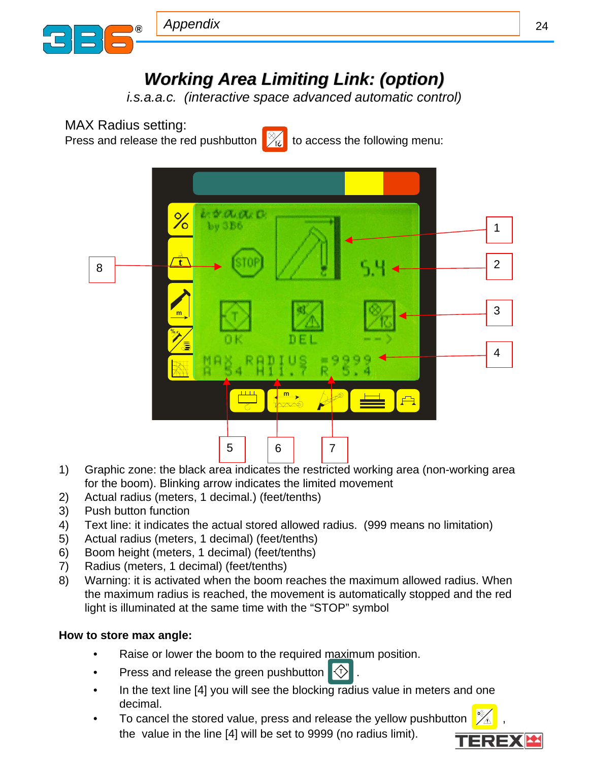# Working Area Limiting Link: (option)

*i.s.a.a.c. (interactive space advanced automatic control)*

MAX Radius setting:

Press and release the red pushbutton to access the following menu:

1) Graphic zone: the black area indicates the restricted working area (non-working area for the boom). Blinking arrow indicates the limited movement
2) Actual radius (meters, 1 decimal.) (feet/tenths)
3) Push button function
4) Text line: it indicates the actual stored allowed radius. (999 means no limitation)
5) Actual radius (meters, 1 decimal) (feet/tenths)
6) Boom height (meters, 1 decimal) (feet/tenths)
7) Radius (meters, 1 decimal) (feet/tenths)
8) Warning: it is activated when the boom reaches the maximum allowed radius. When the maximum radius is reached, the movement is automatically stopped and the red light is illuminated at the same time with the "STOP" symbol

**How to store max angle:**

- Raise or lower the boom to the required maximum position.
- Press and release the green pushbutton .
- In the text line [4] you will see the blocking radius value in meters and one decimal.
- To cancel the stored value, press and release the yellow pushbutton , the value in the line [4] will be set to 9999 (no radius limit).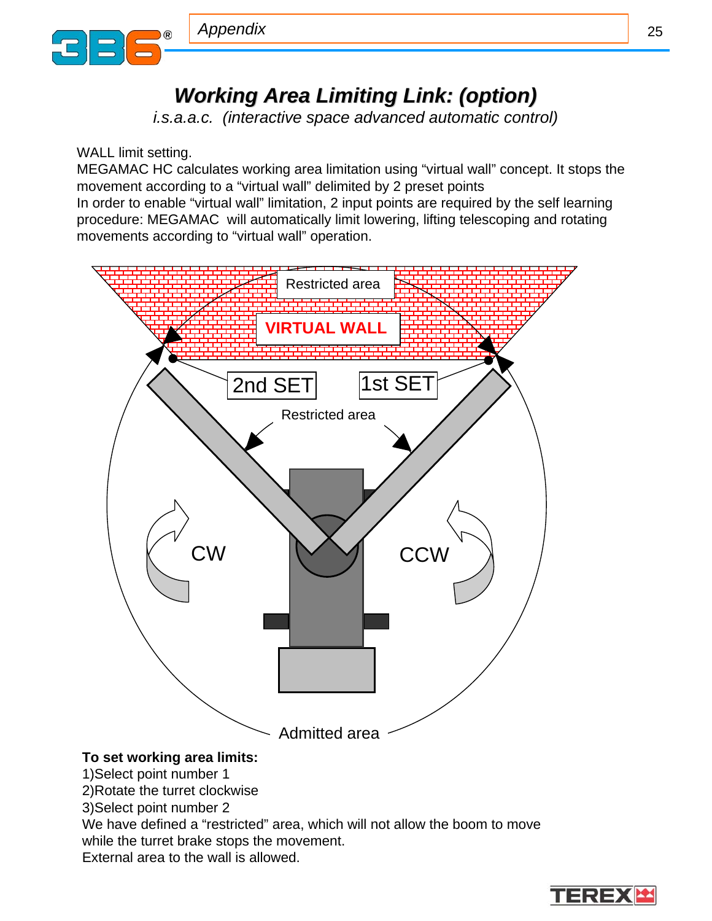# Working Area Limiting Link: (option)

*i.s.a.a.c. (interactive space advanced automatic control)*

WALL limit setting.
MEGAMAC HC calculates working area limitation using “virtual wall” concept. It stops the movement according to a “virtual wall” delimited by 2 preset points
In order to enable “virtual wall” limitation, 2 input points are required by the self learning procedure: MEGAMAC will automatically limit lowering, lifting telescoping and rotating movements according to “virtual wall” operation.

**To set working area limits:**
1)Select point number 1
2)Rotate the turret clockwise
3)Select point number 2
We have defined a “restricted” area, which will not allow the boom to move while the turret brake stops the movement.
External area to the wall is allowed.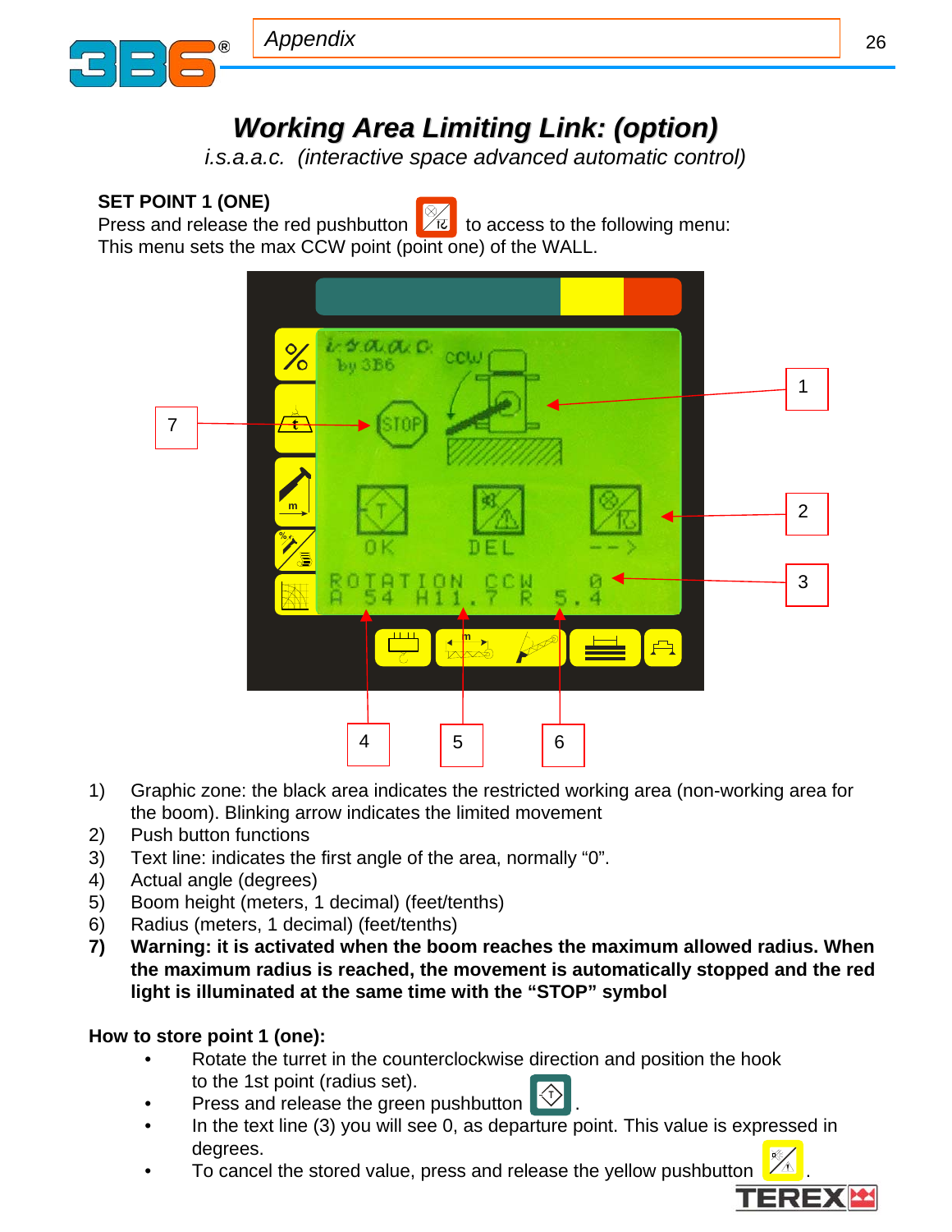# *Working Area Limiting Link: (option)*

*i.s.a.a.c. (interactive space advanced automatic control)*

**SET POINT 1 (ONE)**

Press and release the red pushbutton to access to the following menu:
This menu sets the max CCW point (point one) of the WALL.

1) Graphic zone: the black area indicates the restricted working area (non-working area for the boom). Blinking arrow indicates the limited movement
2) Push button functions
3) Text line: indicates the first angle of the area, normally "0".
4) Actual angle (degrees)
5) Boom height (meters, 1 decimal) (feet/tenths)
6) Radius (meters, 1 decimal) (feet/tenths)
7) **Warning: it is activated when the boom reaches the maximum allowed radius. When the maximum radius is reached, the movement is automatically stopped and the red light is illuminated at the same time with the "STOP" symbol**

**How to store point 1 (one):**

- Rotate the turret in the counterclockwise direction and position the hook to the 1st point (radius set).
- Press and release the green pushbutton .
- In the text line (3) you will see 0, as departure point. This value is expressed in degrees.
- To cancel the stored value, press and release the yellow pushbutton .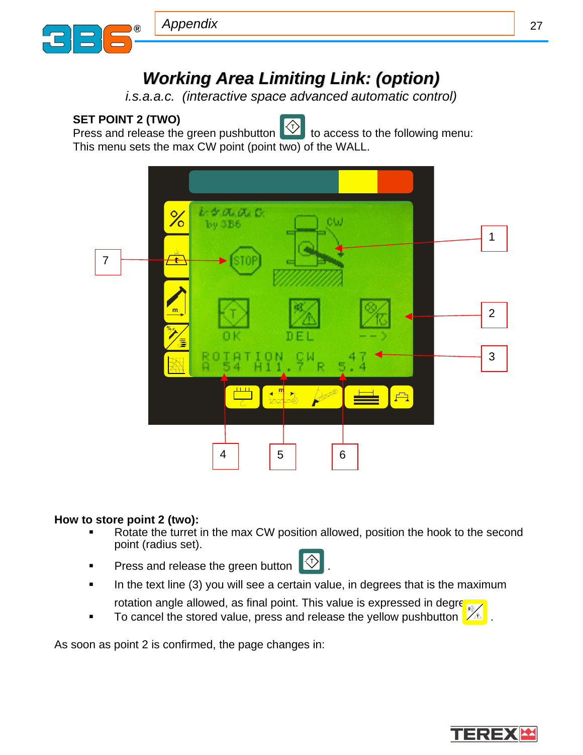# Working Area Limiting Link: (option)

*i.s.a.a.c. (interactive space advanced automatic control)*

**SET POINT 2 (TWO)**
Press and release the green pushbutton to access to the following menu:
This menu sets the max CW point (point two) of the WALL.

**How to store point 2 (two):**

- Rotate the turret in the max CW position allowed, position the hook to the second point (radius set).
- Press and release the green button .
- In the text line (3) you will see a certain value, in degrees that is the maximum rotation angle allowed, as final point. This value is expressed in degre
- To cancel the stored value, press and release the yellow pushbutton .

As soon as point 2 is confirmed, the page changes in: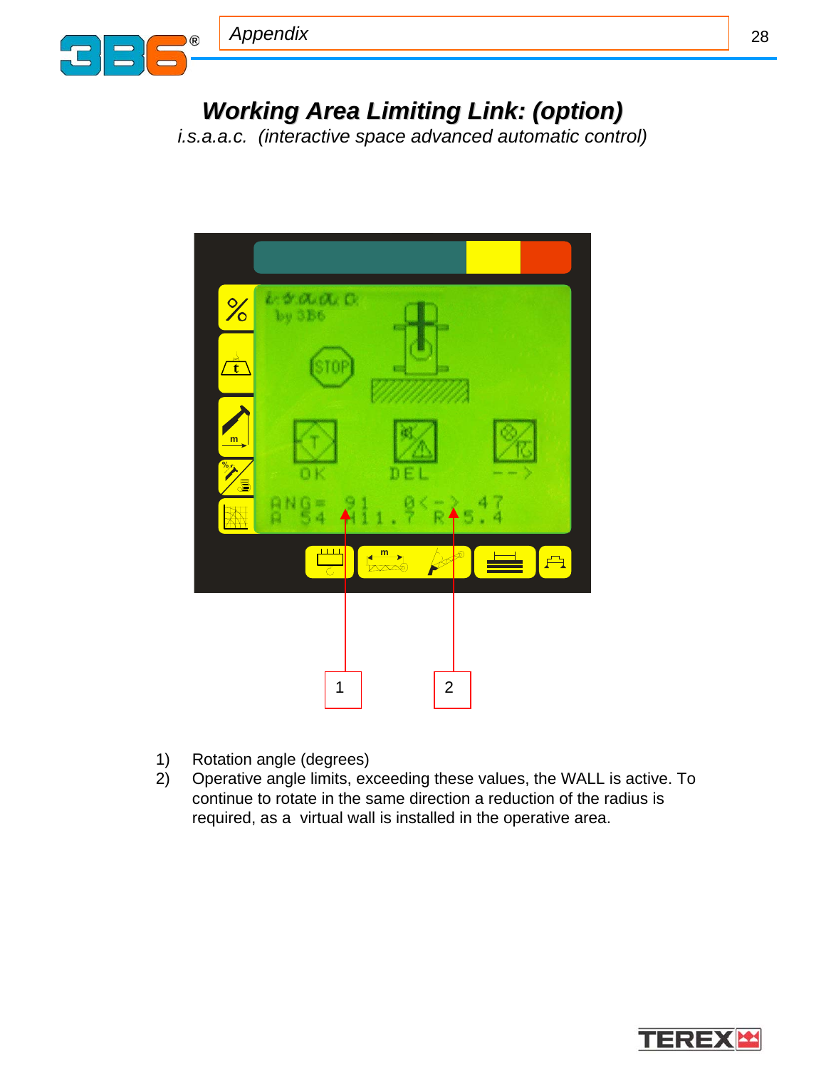# *Working Area Limiting Link: (option)*

*i.s.a.a.c. (interactive space advanced automatic control)*

1) Rotation angle (degrees)
2) Operative angle limits, exceeding these values, the WALL is active. To continue to rotate in the same direction a reduction of the radius is required, as a virtual wall is installed in the operative area.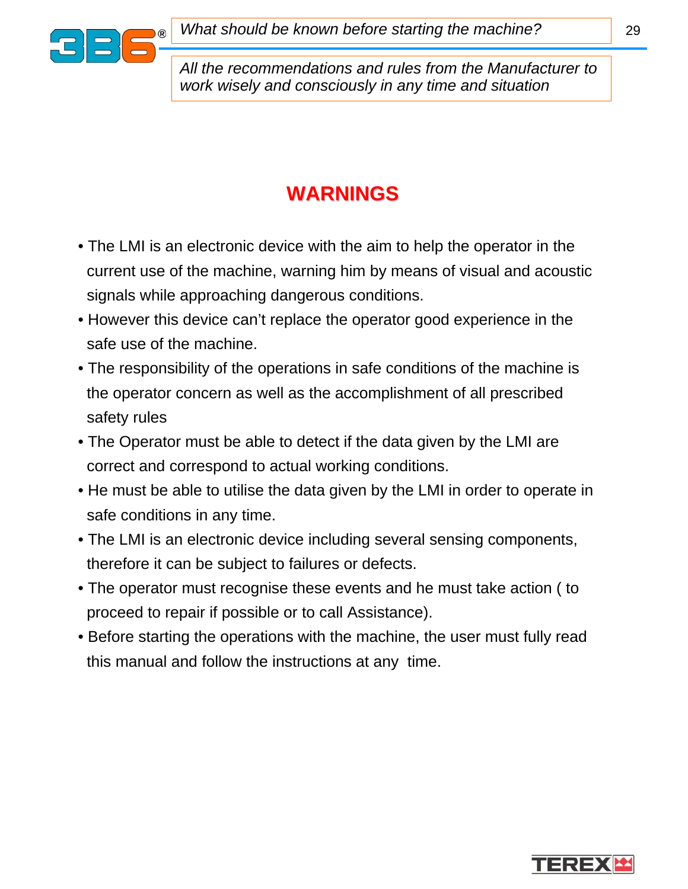## WARNINGS

- The LMI is an electronic device with the aim to help the operator in the current use of the machine, warning him by means of visual and acoustic signals while approaching dangerous conditions.
- However this device can't replace the operator good experience in the safe use of the machine.
- The responsibility of the operations in safe conditions of the machine is the operator concern as well as the accomplishment of all prescribed safety rules
- The Operator must be able to detect if the data given by the LMI are correct and correspond to actual working conditions.
- He must be able to utilise the data given by the LMI in order to operate in safe conditions in any time.
- The LMI is an electronic device including several sensing components, therefore it can be subject to failures or defects.
- The operator must recognise these events and he must take action ( to proceed to repair if possible or to call Assistance).
- Before starting the operations with the machine, the user must fully read this manual and follow the instructions at any time.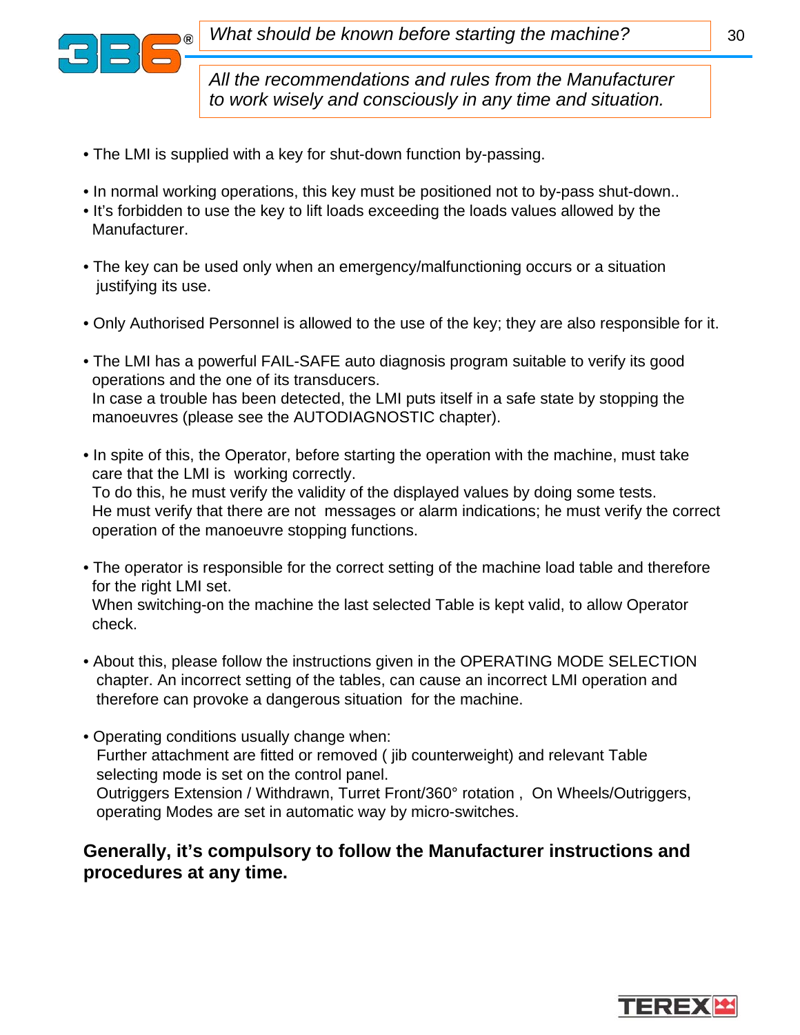*What should be known before starting the machine?*

*All the recommendations and rules from the Manufacturer to work wisely and consciously in any time and situation.*

- The LMI is supplied with a key for shut-down function by-passing.

- In normal working operations, this key must be positioned not to by-pass shut-down..
- It's forbidden to use the key to lift loads exceeding the loads values allowed by the Manufacturer.

- The key can be used only when an emergency/malfunctioning occurs or a situation justifying its use.

- Only Authorised Personnel is allowed to the use of the key; they are also responsible for it.

- The LMI has a powerful FAIL-SAFE auto diagnosis program suitable to verify its good operations and the one of its transducers.
  In case a trouble has been detected, the LMI puts itself in a safe state by stopping the manoeuvres (please see the AUTODIAGNOSTIC chapter).

- In spite of this, the Operator, before starting the operation with the machine, must take care that the LMI is working correctly.
  To do this, he must verify the validity of the displayed values by doing some tests.
  He must verify that there are not messages or alarm indications; he must verify the correct operation of the manoeuvre stopping functions.

- The operator is responsible for the correct setting of the machine load table and therefore for the right LMI set.
  When switching-on the machine the last selected Table is kept valid, to allow Operator check.

- About this, please follow the instructions given in the OPERATING MODE SELECTION chapter. An incorrect setting of the tables, can cause an incorrect LMI operation and therefore can provoke a dangerous situation for the machine.

- Operating conditions usually change when:
  Further attachment are fitted or removed ( jib counterweight) and relevant Table selecting mode is set on the control panel.
  Outriggers Extension / Withdrawn, Turret Front/360° rotation , On Wheels/Outriggers, operating Modes are set in automatic way by micro-switches.

**Generally, it's compulsory to follow the Manufacturer instructions and procedures at any time.**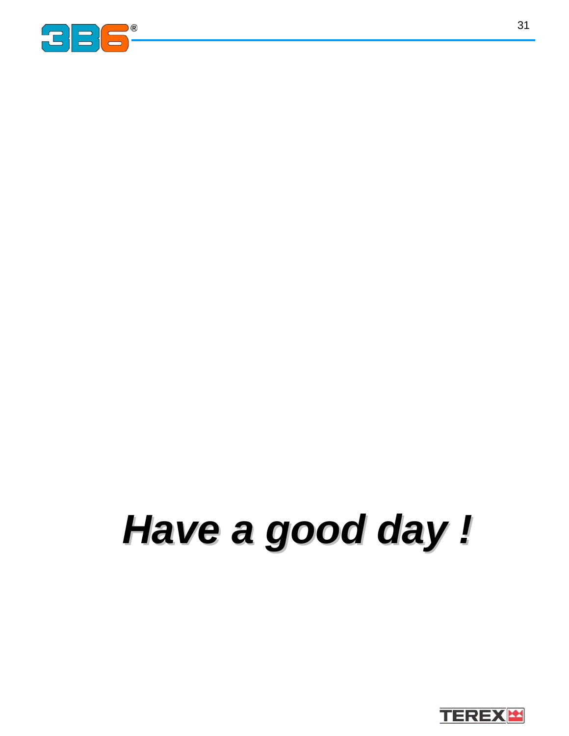***Have a good day !***